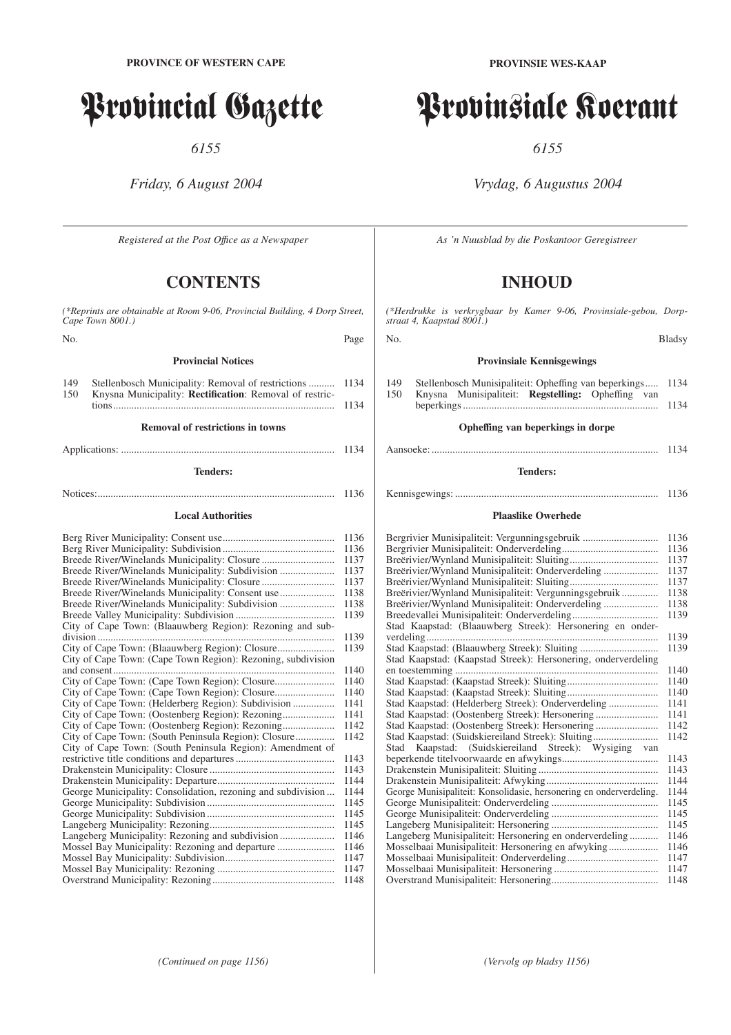**PROVINCE OF WESTERN CAPE**

# Provincial Gazette

*6155*

*Friday, 6 August 2004*

*Registered at the Post Office as a Newspaper*

## CONTENTS

*(\*Reprints are obtainable at Room 9-06, Provincial Building, 4 Dorp Street, Cape Town 8001.)*

| No. | | Page |
|---|---|---|
| | **Provincial Notices** | |
| 149 | Stellenbosch Municipality: Removal of restrictions | 1134 |
| 150 | Knysna Municipality: **Rectification**: Removal of restrictions | 1134 |
| | **Removal of restrictions in towns** | |
| | Applications: | 1134 |
| | **Tenders:** | |
| | Notices: | 1136 |
| | **Local Authorities** | |
| | Berg River Municipality: Consent use | 1136 |
| | Berg River Municipality: Subdivision | 1136 |
| | Breede River/Winelands Municipality: Closure | 1137 |
| | Breede River/Winelands Municipality: Subdivision | 1137 |
| | Breede River/Winelands Municipality: Closure | 1137 |
| | Breede River/Winelands Municipality: Consent use | 1138 |
| | Breede River/Winelands Municipality: Subdivision | 1138 |
| | Breede Valley Municipality: Subdivision | 1139 |
| | City of Cape Town: (Blaauwberg Region): Rezoning and subdivision | 1139 |
| | City of Cape Town: (Blaauwberg Region): Closure | 1139 |
| | City of Cape Town: (Cape Town Region): Rezoning, subdivision and consent | 1140 |
| | City of Cape Town: (Cape Town Region): Closure | 1140 |
| | City of Cape Town: (Cape Town Region): Closure | 1140 |
| | City of Cape Town: (Helderberg Region): Subdivision | 1141 |
| | City of Cape Town: (Oostenberg Region): Rezoning | 1141 |
| | City of Cape Town: (Oostenberg Region): Rezoning | 1142 |
| | City of Cape Town: (South Peninsula Region): Closure | 1142 |
| | City of Cape Town: (South Peninsula Region): Amendment of restrictive title conditions and departures | 1143 |
| | Drakenstein Municipality: Closure | 1143 |
| | Drakenstein Municipality: Departure | 1144 |
| | George Municipality: Consolidation, rezoning and subdivision | 1144 |
| | George Municipality: Subdivision | 1145 |
| | George Municipality: Subdivision | 1145 |
| | Langeberg Municipality: Rezoning | 1145 |
| | Langeberg Municipality: Rezoning and subdivision | 1146 |
| | Mossel Bay Municipality: Rezoning and departure | 1146 |
| | Mossel Bay Municipality: Subdivision | 1147 |
| | Mossel Bay Municipality: Rezoning | 1147 |
| | Overstrand Municipality: Rezoning | 1148 |

*(Continued on page 1156)*

**PROVINSIE WES-KAAP**

# Provinsiale Koerant

*6155*

*Vrydag, 6 Augustus 2004*

*As 'n Nuusblad by die Poskantoor Geregistreer*

## INHOUD

*(\*Herdrukke is verkrygbaar by Kamer 9-06, Provinsiale-gebou, Dorpstraat 4, Kaapstad 8001.)*

| No. | | Bladsy |
|---|---|---|
| | **Provinsiale Kennisgewings** | |
| 149 | Stellenbosch Munisipaliteit: Opheffing van beperkings | 1134 |
| 150 | Knysna Munisipaliteit: **Regstelling:** Opheffing van beperkings | 1134 |
| | **Opheffing van beperkings in dorpe** | |
| | Aansoeke: | 1134 |
| | **Tenders:** | |
| | Kennisgewings: | 1136 |
| | **Plaaslike Owerhede** | |
| | Bergrivier Munisipaliteit: Vergunningsgebruik | 1136 |
| | Bergrivier Munisipaliteit: Onderverdeling | 1136 |
| | Breërivier/Wynland Munisipaliteit: Sluiting | 1137 |
| | Breërivier/Wynland Munisipaliteit: Onderverdeling | 1137 |
| | Breërivier/Wynland Munisipaliteit: Sluiting | 1137 |
| | Breërivier/Wynland Munisipaliteit: Vergunningsgebruik | 1138 |
| | Breërivier/Wynland Munisipaliteit: Onderverdeling | 1138 |
| | Breedevallei Munisipaliteit: Onderverdeling | 1139 |
| | Stad Kaapstad: (Blaauwberg Streek): Hersonering en onderverdeling | 1139 |
| | Stad Kaapstad: (Blaauwberg Streek): Sluiting | 1139 |
| | Stad Kaapstad: (Kaapstad Streek): Hersonering, onderverdeling en toestemming | 1140 |
| | Stad Kaapstad: (Kaapstad Streek): Sluiting | 1140 |
| | Stad Kaapstad: (Kaapstad Streek): Sluiting | 1140 |
| | Stad Kaapstad: (Helderberg Streek): Onderverdeling | 1141 |
| | Stad Kaapstad: (Oostenberg Streek): Hersonering | 1141 |
| | Stad Kaapstad: (Oostenberg Streek): Hersonering | 1142 |
| | Stad Kaapstad: (Suidskiereiland Streek): Sluiting | 1142 |
| | Stad Kaapstad: (Suidskiereiland Streek): Wysiging van beperkende titelvoorwaarde en afwykings | 1143 |
| | Drakenstein Munisipaliteit: Sluiting | 1143 |
| | Drakenstein Munisipaliteit: Afwyking | 1144 |
| | George Munisipaliteit: Konsolidasie, hersonering en onderverdeling. | 1144 |
| | George Munisipaliteit: Onderverdeling | 1145 |
| | George Munisipaliteit: Onderverdeling | 1145 |
| | Langeberg Munisipaliteit: Hersonering | 1145 |
| | Langeberg Munisipaliteit: Hersonering en onderverdeling | 1146 |
| | Mosselbaai Munisipaliteit: Hersonering en afwyking | 1146 |
| | Mosselbaai Munisipaliteit: Onderverdeling | 1147 |
| | Mosselbaai Munisipaliteit: Hersonering | 1147 |
| | Overstrand Munisipaliteit: Hersonering | 1148 |

*(Vervolg op bladsy 1156)*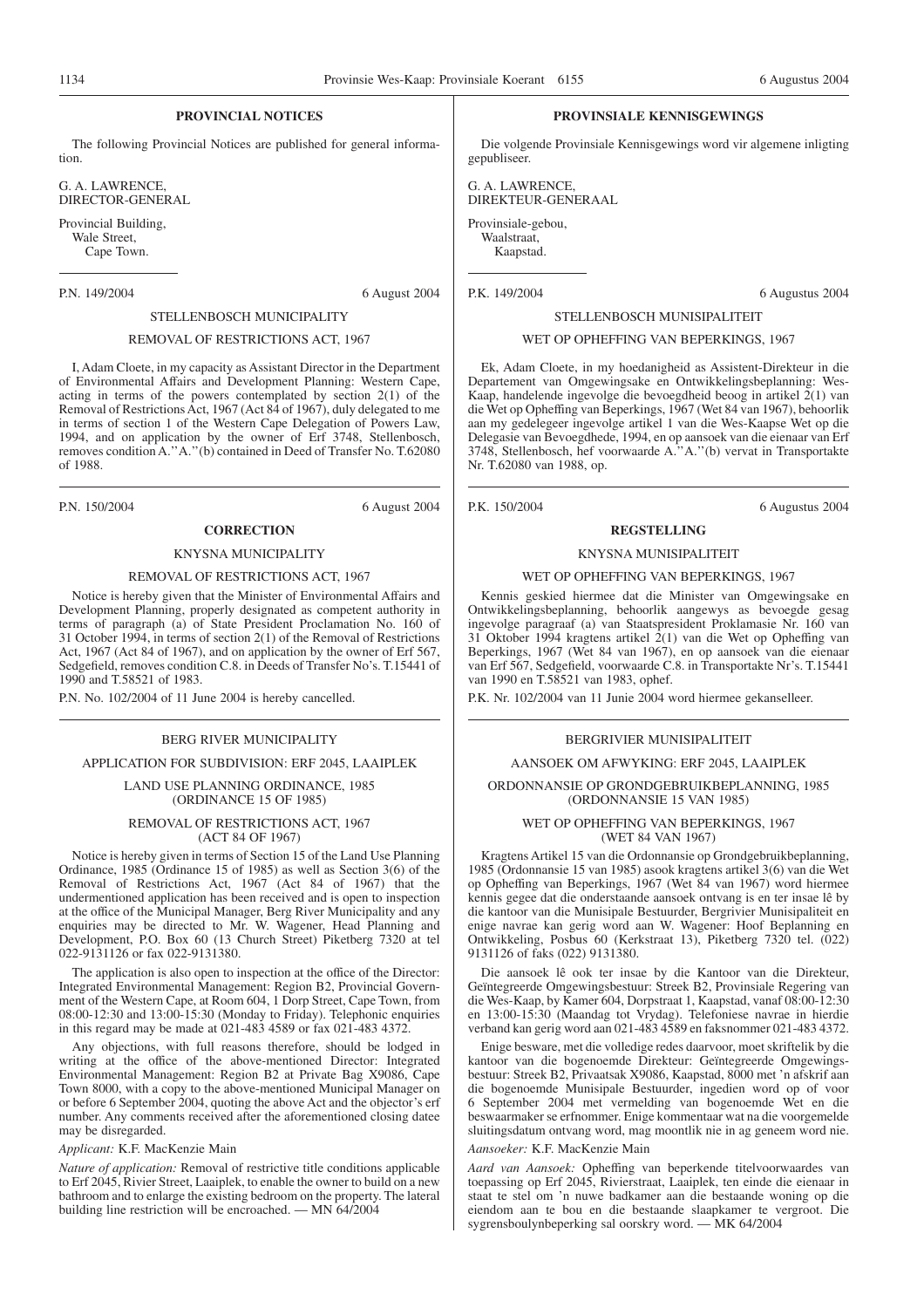## PROVINCIAL NOTICES

The following Provincial Notices are published for general information.

G. A. LAWRENCE,
DIRECTOR-GENERAL

Provincial Building,
Wale Street,
Cape Town.

P.N. 149/2004 6 August 2004

### STELLENBOSCH MUNICIPALITY

### REMOVAL OF RESTRICTIONS ACT, 1967

I, Adam Cloete, in my capacity as Assistant Director in the Department of Environmental Affairs and Development Planning: Western Cape, acting in terms of the powers contemplated by section 2(1) of the Removal of Restrictions Act, 1967 (Act 84 of 1967), duly delegated to me in terms of section 1 of the Western Cape Delegation of Powers Law, 1994, and on application by the owner of Erf 3748, Stellenbosch, removes condition A.''A.''(b) contained in Deed of Transfer No. T.62080 of 1988.

P.N. 150/2004 6 August 2004

### CORRECTION

### KNYSNA MUNICIPALITY

### REMOVAL OF RESTRICTIONS ACT, 1967

Notice is hereby given that the Minister of Environmental Affairs and Development Planning, properly designated as competent authority in terms of paragraph (a) of State President Proclamation No. 160 of 31 October 1994, in terms of section 2(1) of the Removal of Restrictions Act, 1967 (Act 84 of 1967), and on application by the owner of Erf 567, Sedgefield, removes condition C.8. in Deeds of Transfer No's. T.15441 of 1990 and T.58521 of 1983.

P.N. No. 102/2004 of 11 June 2004 is hereby cancelled.

### BERG RIVER MUNICIPALITY

### APPLICATION FOR SUBDIVISION: ERF 2045, LAAIPLEK

### LAND USE PLANNING ORDINANCE, 1985 (ORDINANCE 15 OF 1985)

### REMOVAL OF RESTRICTIONS ACT, 1967 (ACT 84 OF 1967)

Notice is hereby given in terms of Section 15 of the Land Use Planning Ordinance, 1985 (Ordinance 15 of 1985) as well as Section 3(6) of the Removal of Restrictions Act, 1967 (Act 84 of 1967) that the undermentioned application has been received and is open to inspection at the office of the Municipal Manager, Berg River Municipality and any enquiries may be directed to Mr. W. Wagener, Head Planning and Development, P.O. Box 60 (13 Church Street) Piketberg 7320 at tel 022-9131126 or fax 022-9131380.

The application is also open to inspection at the office of the Director: Integrated Environmental Management: Region B2, Provincial Government of the Western Cape, at Room 604, 1 Dorp Street, Cape Town, from 08:00-12:30 and 13:00-15:30 (Monday to Friday). Telephonic enquiries in this regard may be made at 021-483 4589 or fax 021-483 4372.

Any objections, with full reasons therefore, should be lodged in writing at the office of the above-mentioned Director: Integrated Environmental Management: Region B2 at Private Bag X9086, Cape Town 8000, with a copy to the above-mentioned Municipal Manager on or before 6 September 2004, quoting the above Act and the objector's erf number. Any comments received after the aforementioned closing datee may be disregarded.

*Applicant:* K.F. MacKenzie Main

*Nature of application:* Removal of restrictive title conditions applicable to Erf 2045, Rivier Street, Laaiplek, to enable the owner to build on a new bathroom and to enlarge the existing bedroom on the property. The lateral building line restriction will be encroached. — MN 64/2004

## PROVINSIALE KENNISGEWINGS

Die volgende Provinsiale Kennisgewings word vir algemene inligting gepubliseer.

G. A. LAWRENCE,
DIREKTEUR-GENERAAL

Provinsiale-gebou,
Waalstraat,
Kaapstad.

P.K. 149/2004 6 Augustus 2004

### STELLENBOSCH MUNISIPALITEIT

### WET OP OPHEFFING VAN BEPERKINGS, 1967

Ek, Adam Cloete, in my hoedanigheid as Assistent-Direkteur in die Departement van Omgewingsake en Ontwikkelingsbeplanning: Wes-Kaap, handelende ingevolge die bevoegdheid beoog in artikel 2(1) van die Wet op Opheffing van Beperkings, 1967 (Wet 84 van 1967), behoorlik aan my gedelegeer ingevolge artikel 1 van die Wes-Kaapse Wet op die Delegasie van Bevoegdhede, 1994, en op aansoek van die eienaar van Erf 3748, Stellenbosch, hef voorwaarde A.''A.''(b) vervat in Transportakte Nr. T.62080 van 1988, op.

P.K. 150/2004 6 Augustus 2004

### REGSTELLING

### KNYSNA MUNISIPALITEIT

### WET OP OPHEFFING VAN BEPERKINGS, 1967

Kennis geskied hiermee dat die Minister van Omgewingsake en Ontwikkelingsbeplanning, behoorlik aangewys as bevoegde gesag ingevolge paragraaf (a) van Staatspresident Proklamasie Nr. 160 van 31 Oktober 1994 kragtens artikel 2(1) van die Wet op Opheffing van Beperkings, 1967 (Wet 84 van 1967), en op aansoek van die eienaar van Erf 567, Sedgefield, voorwaarde C.8. in Transportakte Nr's. T.15441 van 1990 en T.58521 van 1983, ophef.

P.K. Nr. 102/2004 van 11 Junie 2004 word hiermee gekanselleer.

### BERGRIVIER MUNISIPALITEIT

### AANSOEK OM AFWYKING: ERF 2045, LAAIPLEK

### ORDONNANSIE OP GRONDGEBRUIKBEPLANNING, 1985 (ORDONNANSIE 15 VAN 1985)

### WET OP OPHEFFING VAN BEPERKINGS, 1967 (WET 84 VAN 1967)

Kragtens Artikel 15 van die Ordonnansie op Grondgebruikbeplanning, 1985 (Ordonnansie 15 van 1985) asook kragtens artikel 3(6) van die Wet op Opheffing van Beperkings, 1967 (Wet 84 van 1967) word hiermee kennis gegee dat die onderstaande aansoek ontvang is en ter insae lê by die kantoor van die Munisipale Bestuurder, Bergrivier Munisipaliteit en enige navrae kan gerig word aan W. Wagener: Hoof Beplanning en Ontwikkeling, Posbus 60 (Kerkstraat 13), Piketberg 7320 tel. (022) 9131126 of faks (022) 9131380.

Die aansoek lê ook ter insae by die Kantoor van die Direkteur, Geïntegreerde Omgewingsbestuur: Streek B2, Provinsiale Regering van die Wes-Kaap, by Kamer 604, Dorpstraat 1, Kaapstad, vanaf 08:00-12:30 en 13:00-15:30 (Maandag tot Vrydag). Telefoniese navrae in hierdie verband kan gerig word aan 021-483 4589 en faksnommer 021-483 4372.

Enige besware, met die volledige redes daarvoor, moet skriftelik by die kantoor van die bogenoemde Direkteur: Geïntegreerde Omgewingsbestuur: Streek B2, Privaatsak X9086, Kaapstad, 8000 met 'n afskrif aan die bogenoemde Munisipale Bestuurder, ingedien word op of voor 6 September 2004 met vermelding van bogenoemde Wet en die beswaarmaker se erfnommer. Enige kommentaar wat na die voorgemelde sluitingsdatum ontvang word, mag moontlik nie in ag geneem word nie.

*Aansoeker:* K.F. MacKenzie Main

*Aard van Aansoek:* Opheffing van beperkende titelvoorwaardes van toepassing op Erf 2045, Rivierstraat, Laaiplek, ten einde die eienaar in staat te stel om 'n nuwe badkamer aan die bestaande woning op die eiendom aan te bou en die bestaande slaapkamer te vergroot. Die sygrensboulynbeperking sal oorskry word. — MK 64/2004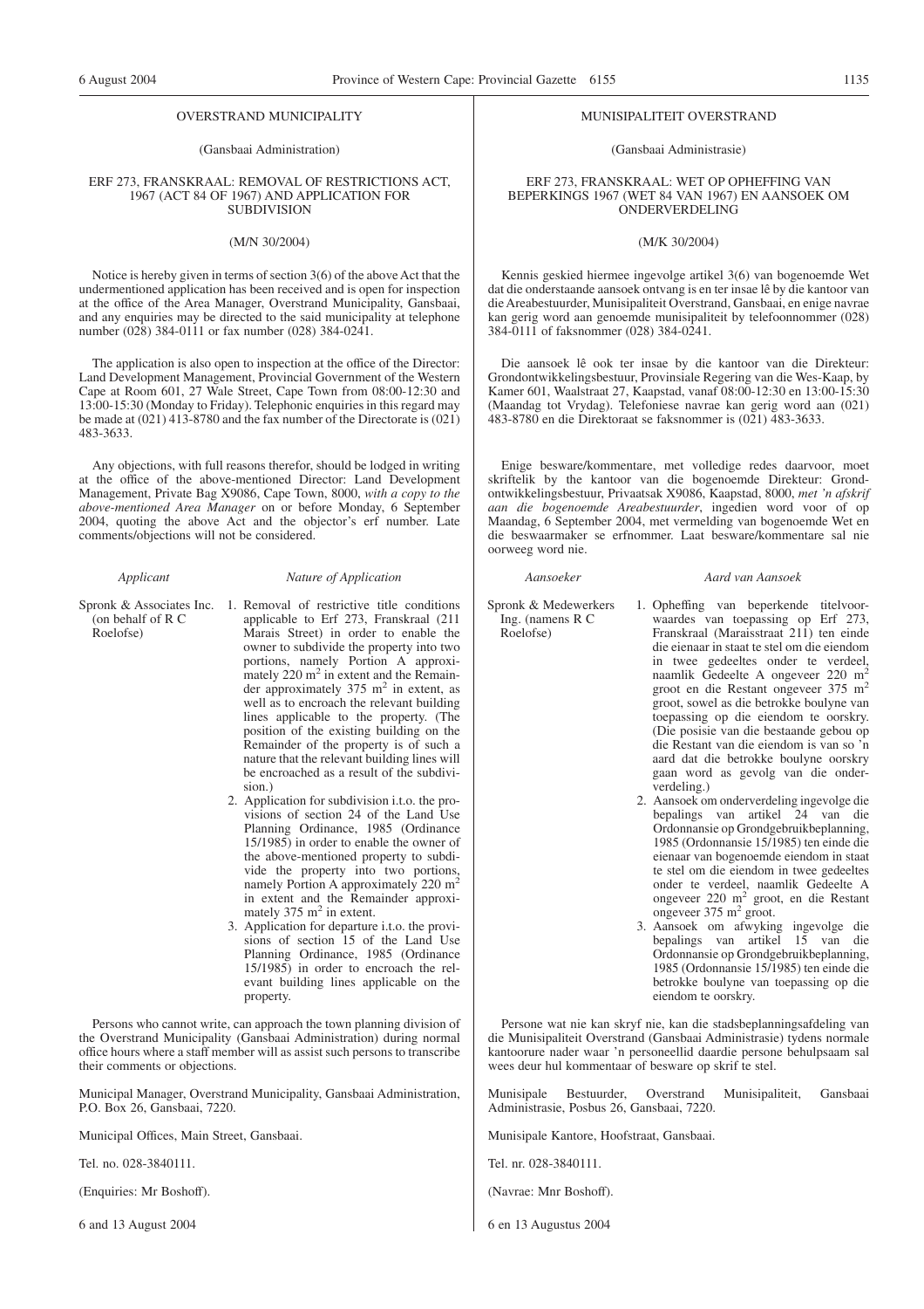## OVERSTRAND MUNICIPALITY

(Gansbaai Administration)

### ERF 273, FRANSKRAAL: REMOVAL OF RESTRICTIONS ACT, 1967 (ACT 84 OF 1967) AND APPLICATION FOR SUBDIVISION

(M/N 30/2004)

Notice is hereby given in terms of section 3(6) of the above Act that the undermentioned application has been received and is open for inspection at the office of the Area Manager, Overstrand Municipality, Gansbaai, and any enquiries may be directed to the said municipality at telephone number (028) 384-0111 or fax number (028) 384-0241.

The application is also open to inspection at the office of the Director: Land Development Management, Provincial Government of the Western Cape at Room 601, 27 Wale Street, Cape Town from 08:00-12:30 and 13:00-15:30 (Monday to Friday). Telephonic enquiries in this regard may be made at (021) 413-8780 and the fax number of the Directorate is (021) 483-3633.

Any objections, with full reasons therefor, should be lodged in writing at the office of the above-mentioned Director: Land Development Management, Private Bag X9086, Cape Town, 8000, *with a copy to the above-mentioned Area Manager* on or before Monday, 6 September 2004, quoting the above Act and the objector's erf number. Late comments/objections will not be considered.

| *Applicant* | *Nature of Application* |
|---|---|
| Spronk & Associates Inc. (on behalf of R C Roelofse) | 1. Removal of restrictive title conditions applicable to Erf 273, Franskraal (211 Marais Street) in order to enable the owner to subdivide the property into two portions, namely Portion A approximately 220 m$^2$ in extent and the Remainder approximately 375 m$^2$ in extent, as well as to encroach the relevant building lines applicable to the property. (The position of the existing building on the Remainder of the property is of such a nature that the relevant building lines will be encroached as a result of the subdivision.) 2. Application for subdivision i.t.o. the provisions of section 24 of the Land Use Planning Ordinance, 1985 (Ordinance 15/1985) in order to enable the owner of the above-mentioned property to subdivide the property into two portions, namely Portion A approximately 220 m$^2$ in extent and the Remainder approximately 375 m$^2$ in extent. 3. Application for departure i.t.o. the provisions of section 15 of the Land Use Planning Ordinance, 1985 (Ordinance 15/1985) in order to encroach the relevant building lines applicable on the property. |

Persons who cannot write, can approach the town planning division of the Overstrand Municipality (Gansbaai Administration) during normal office hours where a staff member will as assist such persons to transcribe their comments or objections.

Municipal Manager, Overstrand Municipality, Gansbaai Administration, P.O. Box 26, Gansbaai, 7220.

Municipal Offices, Main Street, Gansbaai.

Tel. no. 028-3840111.

(Enquiries: Mr Boshoff).

6 and 13 August 2004

## MUNISIPALITEIT OVERSTRAND

(Gansbaai Administrasie)

### ERF 273, FRANSKRAAL: WET OP OPHEFFING VAN BEPERKINGS 1967 (WET 84 VAN 1967) EN AANSOEK OM ONDERVERDELING

(M/K 30/2004)

Kennis geskied hiermee ingevolge artikel 3(6) van bogenoemde Wet dat die onderstaande aansoek ontvang is en ter insae lê by die kantoor van die Areabestuurder, Munisipaliteit Overstrand, Gansbaai, en enige navrae kan gerig word aan genoemde munisipaliteit by telefoonnommer (028) 384-0111 of faksnommer (028) 384-0241.

Die aansoek lê ook ter insae by die kantoor van die Direkteur: Grondontwikkelingsbestuur, Provinsiale Regering van die Wes-Kaap, by Kamer 601, Waalstraat 27, Kaapstad, vanaf 08:00-12:30 en 13:00-15:30 (Maandag tot Vrydag). Telefoniese navrae kan gerig word aan (021) 483-8780 en die Direktoraat se faksnommer is (021) 483-3633.

Enige besware/kommentare, met volledige redes daarvoor, moet skriftelik by the kantoor van die bogenoemde Direkteur: Grondontwikkelingsbestuur, Privaatsak X9086, Kaapstad, 8000, *met 'n afskrif aan die bogenoemde Areabestuurder*, ingedien word voor of op Maandag, 6 September 2004, met vermelding van bogenoemde Wet en die beswaarmaker se erfnommer. Laat besware/kommentare sal nie oorweeg word nie.

| *Aansoeker* | *Aard van Aansoek* |
|---|---|
| Spronk & Medewerkers Ing. (namens R C Roelofse) | 1. Opheffing van beperkende titelvoorwaardes van toepassing op Erf 273, Franskraal (Maraisstraat 211) ten einde die eienaar in staat te stel om die eiendom in twee gedeeltes onder te verdeel, naamlik Gedeelte A ongeveer 220 m$^2$ groot en die Restant ongeveer 375 m$^2$ groot, sowel as die betrokke boulyne van toepassing op die eiendom te oorskry. (Die posisie van die bestaande gebou op die Restant van die eiendom is van so 'n aard dat die betrokke boulyne oorskry gaan word as gevolg van die onderverdeling.) 2. Aansoek om onderverdeling ingevolge die bepalings van artikel 24 van die Ordonnansie op Grondgebruikbeplanning, 1985 (Ordonnansie 15/1985) ten einde die eienaar van bogenoemde eiendom in staat te stel om die eiendom in twee gedeeltes onder te verdeel, naamlik Gedeelte A ongeveer 220 m$^2$ groot, en die Restant ongeveer 375 m$^2$ groot. 3. Aansoek om afwyking ingevolge die bepalings van artikel 15 van die Ordonnansie op Grondgebruikbeplanning, 1985 (Ordonnansie 15/1985) ten einde die betrokke boulyne van toepassing op die eiendom te oorskry. |

Persone wat nie kan skryf nie, kan die stadsbeplanningsafdeling van die Munisipaliteit Overstrand (Gansbaai Administrasie) tydens normale kantoorure nader waar 'n personeellid daardie persone behulpsaam sal wees deur hul kommentaar of besware op skrif te stel.

Munisipale Bestuurder, Overstrand Munisipaliteit, Gansbaai Administrasie, Posbus 26, Gansbaai, 7220.

Munisipale Kantore, Hoofstraat, Gansbaai.

Tel. nr. 028-3840111.

(Navrae: Mnr Boshoff).

6 en 13 Augustus 2004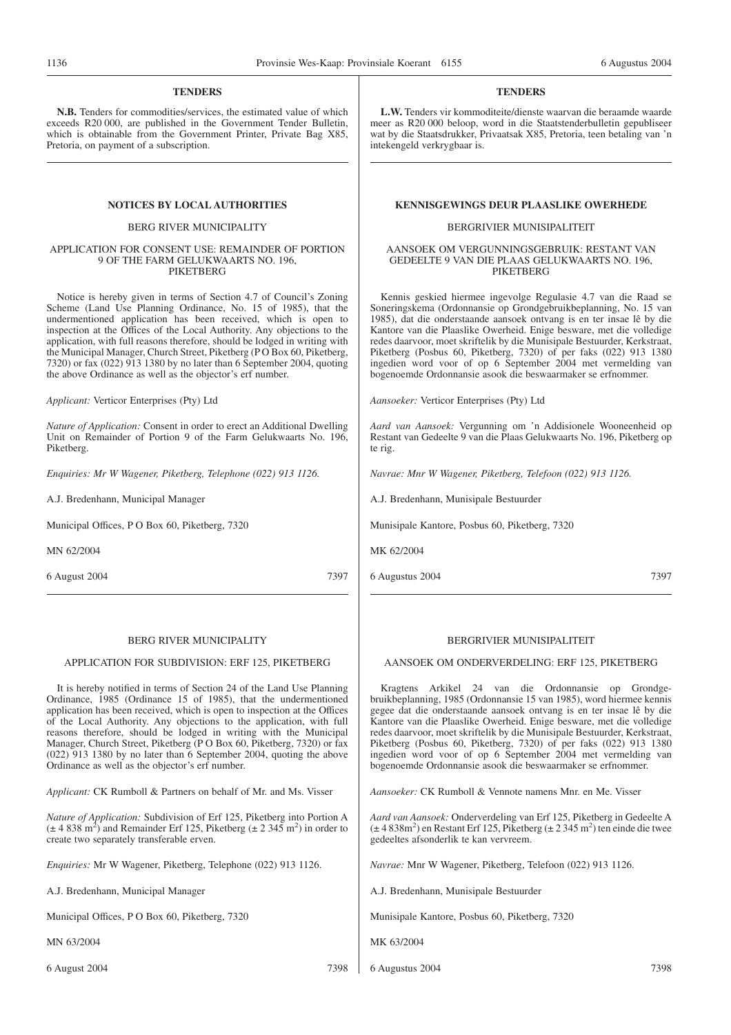## TENDERS

**N.B.** Tenders for commodities/services, the estimated value of which exceeds R20 000, are published in the Government Tender Bulletin, which is obtainable from the Government Printer, Private Bag X85, Pretoria, on payment of a subscription.

## TENDERS

**L.W.** Tenders vir kommoditeite/dienste waarvan die beraamde waarde meer as R20 000 beloop, word in die Staatstenderbulletin gepubliseer wat by die Staatsdrukker, Privaatsak X85, Pretoria, teen betaling van 'n intekengeld verkrygbaar is.

## NOTICES BY LOCAL AUTHORITIES

BERG RIVER MUNICIPALITY

APPLICATION FOR CONSENT USE: REMAINDER OF PORTION 9 OF THE FARM GELUKWAARTS NO. 196, PIKETBERG

Notice is hereby given in terms of Section 4.7 of Council's Zoning Scheme (Land Use Planning Ordinance, No. 15 of 1985), that the undermentioned application has been received, which is open to inspection at the Offices of the Local Authority. Any objections to the application, with full reasons therefore, should be lodged in writing with the Municipal Manager, Church Street, Piketberg (P O Box 60, Piketberg, 7320) or fax (022) 913 1380 by no later than 6 September 2004, quoting the above Ordinance as well as the objector's erf number.

*Applicant:* Verticor Enterprises (Pty) Ltd

*Nature of Application:* Consent in order to erect an Additional Dwelling Unit on Remainder of Portion 9 of the Farm Gelukwaarts No. 196, Piketberg.

*Enquiries: Mr W Wagener, Piketberg, Telephone (022) 913 1126.*

A.J. Bredenhann, Municipal Manager

Municipal Offices, P O Box 60, Piketberg, 7320

MN 62/2004

6 August 2004 7397

## KENNISGEWINGS DEUR PLAASLIKE OWERHEDE

BERGRIVIER MUNISIPALITEIT

AANSOEK OM VERGUNNINGSGEBRUIK: RESTANT VAN GEDEELTE 9 VAN DIE PLAAS GELUKWAARTS NO. 196, PIKETBERG

Kennis geskied hiermee ingevolge Regulasie 4.7 van die Raad se Soneringskema (Ordonnansie op Grondgebruikbeplanning, No. 15 van 1985), dat die onderstaande aansoek ontvang is en ter insae lê by die Kantore van die Plaaslike Owerheid. Enige besware, met die volledige redes daarvoor, moet skriftelik by die Munisipale Bestuurder, Kerkstraat, Piketberg (Posbus 60, Piketberg, 7320) of per faks (022) 913 1380 ingedien word voor of op 6 September 2004 met vermelding van bogenoemde Ordonnansie asook die beswaarmaker se erfnommer.

*Aansoeker:* Verticor Enterprises (Pty) Ltd

*Aard van Aansoek:* Vergunning om 'n Addisionele Wooneenheid op Restant van Gedeelte 9 van die Plaas Gelukwaarts No. 196, Piketberg op te rig.

*Navrae: Mnr W Wagener, Piketberg, Telefoon (022) 913 1126.*

A.J. Bredenhann, Munisipale Bestuurder

Munisipale Kantore, Posbus 60, Piketberg, 7320

MK 62/2004

6 Augustus 2004 7397

---

BERG RIVER MUNICIPALITY

APPLICATION FOR SUBDIVISION: ERF 125, PIKETBERG

It is hereby notified in terms of Section 24 of the Land Use Planning Ordinance, 1985 (Ordinance 15 of 1985), that the undermentioned application has been received, which is open to inspection at the Offices of the Local Authority. Any objections to the application, with full reasons therefore, should be lodged in writing with the Municipal Manager, Church Street, Piketberg (P O Box 60, Piketberg, 7320) or fax (022) 913 1380 by no later than 6 September 2004, quoting the above Ordinance as well as the objector's erf number.

*Applicant:* CK Rumboll & Partners on behalf of Mr. and Ms. Visser

*Nature of Application:* Subdivision of Erf 125, Piketberg into Portion A (± 4 838 m$^2$) and Remainder Erf 125, Piketberg (± 2 345 m$^2$) in order to create two separately transferable erven.

*Enquiries:* Mr W Wagener, Piketberg, Telephone (022) 913 1126.

A.J. Bredenhann, Municipal Manager

Municipal Offices, P O Box 60, Piketberg, 7320

MN 63/2004

6 August 2004 7398

BERGRIVIER MUNISIPALITEIT

AANSOEK OM ONDERVERDELING: ERF 125, PIKETBERG

Kragtens Arkikel 24 van die Ordonnansie op Grondgebruikbeplanning, 1985 (Ordonnansie 15 van 1985), word hiermee kennis gegee dat die onderstaande aansoek ontvang is en ter insae lê by die Kantore van die Plaaslike Owerheid. Enige besware, met die volledige redes daarvoor, moet skriftelik by die Munisipale Bestuurder, Kerkstraat, Piketberg (Posbus 60, Piketberg, 7320) of per faks (022) 913 1380 ingedien word voor of op 6 September 2004 met vermelding van bogenoemde Ordonnansie asook die beswaarmaker se erfnommer.

*Aansoeker:* CK Rumboll & Vennote namens Mnr. en Me. Visser

*Aard van Aansoek:* Onderverdeling van Erf 125, Piketberg in Gedeelte A (± 4 838m$^2$) en Restant Erf 125, Piketberg (± 2 345 m$^2$) ten einde die twee gedeeltes afsonderlik te kan vervreem.

*Navrae:* Mnr W Wagener, Piketberg, Telefoon (022) 913 1126.

A.J. Bredenhann, Munisipale Bestuurder

Munisipale Kantore, Posbus 60, Piketberg, 7320

MK 63/2004

6 Augustus 2004 7398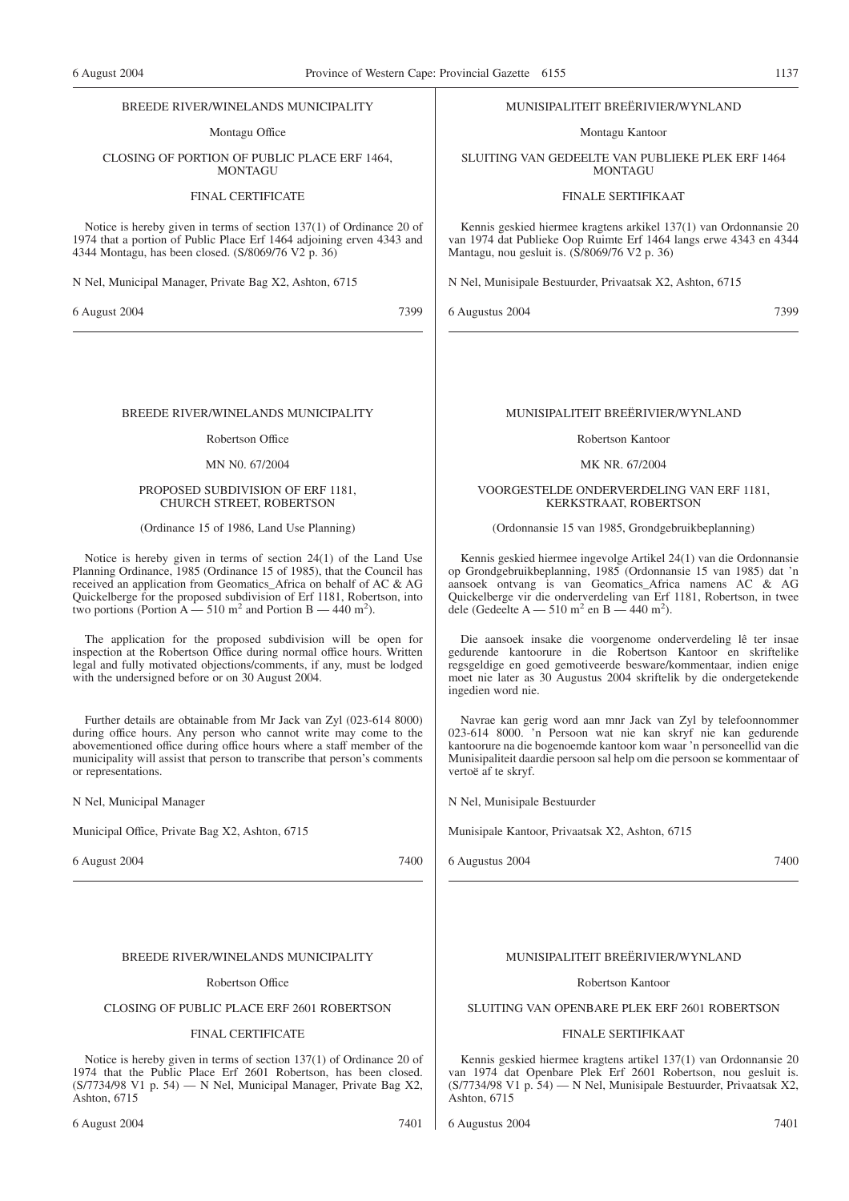BREEDE RIVER/WINELANDS MUNICIPALITY

Montagu Office

CLOSING OF PORTION OF PUBLIC PLACE ERF 1464, MONTAGU

FINAL CERTIFICATE

Notice is hereby given in terms of section 137(1) of Ordinance 20 of 1974 that a portion of Public Place Erf 1464 adjoining erven 4343 and 4344 Montagu, has been closed. (S/8069/76 V2 p. 36)

N Nel, Municipal Manager, Private Bag X2, Ashton, 6715

6 August 2004 7399

---

MUNISIPALITEIT BREËRIVIER/WYNLAND

Montagu Kantoor

SLUITING VAN GEDEELTE VAN PUBLIEKE PLEK ERF 1464 MONTAGU

FINALE SERTIFIKAAT

Kennis geskied hiermee kragtens arkikel 137(1) van Ordonnansie 20 van 1974 dat Publieke Oop Ruimte Erf 1464 langs erwe 4343 en 4344 Mantagu, nou gesluit is. (S/8069/76 V2 p. 36)

N Nel, Munisipale Bestuurder, Privaatsak X2, Ashton, 6715

6 Augustus 2004 7399

---

BREEDE RIVER/WINELANDS MUNICIPALITY

Robertson Office

MN N0. 67/2004

PROPOSED SUBDIVISION OF ERF 1181, CHURCH STREET, ROBERTSON

(Ordinance 15 of 1986, Land Use Planning)

Notice is hereby given in terms of section 24(1) of the Land Use Planning Ordinance, 1985 (Ordinance 15 of 1985), that the Council has received an application from Geomatics_Africa on behalf of AC & AG Quickelberge for the proposed subdivision of Erf 1181, Robertson, into two portions (Portion A — 510 m$^2$ and Portion B — 440 m$^2$).

The application for the proposed subdivision will be open for inspection at the Robertson Office during normal office hours. Written legal and fully motivated objections/comments, if any, must be lodged with the undersigned before or on 30 August 2004.

Further details are obtainable from Mr Jack van Zyl (023-614 8000) during office hours. Any person who cannot write may come to the abovementioned office during office hours where a staff member of the municipality will assist that person to transcribe that person's comments or representations.

N Nel, Municipal Manager

Municipal Office, Private Bag X2, Ashton, 6715

6 August 2004 7400

---

MUNISIPALITEIT BREËRIVIER/WYNLAND

Robertson Kantoor

MK NR. 67/2004

VOORGESTELDE ONDERVERDELING VAN ERF 1181, KERKSTRAAT, ROBERTSON

(Ordonnansie 15 van 1985, Grondgebruikbeplanning)

Kennis geskied hiermee ingevolge Artikel 24(1) van die Ordonnansie op Grondgebruikbeplanning, 1985 (Ordonnansie 15 van 1985) dat 'n aansoek ontvang is van Geomatics_Africa namens AC & AG Quickelberge vir die onderverdeling van Erf 1181, Robertson, in twee dele (Gedeelte A — 510 m$^2$ en B — 440 m$^2$).

Die aansoek insake die voorgenome onderverdeling lê ter insae gedurende kantoorure in die Robertson Kantoor en skriftelike regsgeldige en goed gemotiveerde besware/kommentaar, indien enige moet nie later as 30 Augustus 2004 skriftelik by die ondergetekende ingedien word nie.

Navrae kan gerig word aan mnr Jack van Zyl by telefoonnommer 023-614 8000. 'n Persoon wat nie kan skryf nie kan gedurende kantoorure na die bogenoemde kantoor kom waar 'n personeellid van die Munisipaliteit daardie persoon sal help om die persoon se kommentaar of vertoë af te skryf.

N Nel, Munisipale Bestuurder

Munisipale Kantoor, Privaatsak X2, Ashton, 6715

6 Augustus 2004 7400

---

BREEDE RIVER/WINELANDS MUNICIPALITY

Robertson Office

CLOSING OF PUBLIC PLACE ERF 2601 ROBERTSON

FINAL CERTIFICATE

Notice is hereby given in terms of section 137(1) of Ordinance 20 of 1974 that the Public Place Erf 2601 Robertson, has been closed. (S/7734/98 V1 p. 54) — N Nel, Municipal Manager, Private Bag X2, Ashton, 6715

6 August 2004 7401

---

MUNISIPALITEIT BREËRIVIER/WYNLAND

Robertson Kantoor

SLUITING VAN OPENBARE PLEK ERF 2601 ROBERTSON

FINALE SERTIFIKAAT

Kennis geskied hiermee kragtens artikel 137(1) van Ordonnansie 20 van 1974 dat Openbare Plek Erf 2601 Robertson, nou gesluit is. (S/7734/98 V1 p. 54) — N Nel, Munisipale Bestuurder, Privaatsak X2, Ashton, 6715

6 Augustus 2004 7401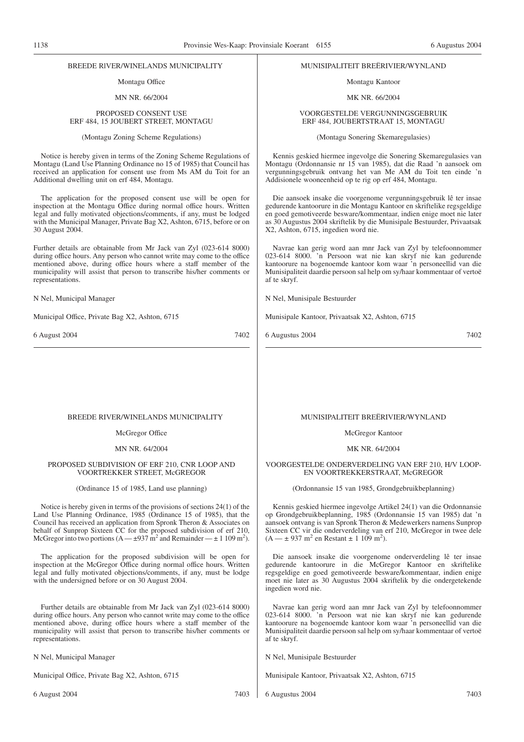BREEDE RIVER/WINELANDS MUNICIPALITY

Montagu Office

MN NR. 66/2004

PROPOSED CONSENT USE
ERF 484, 15 JOUBERT STREET, MONTAGU

(Montagu Zoning Scheme Regulations)

Notice is hereby given in terms of the Zoning Scheme Regulations of Montagu (Land Use Planning Ordinance no 15 of 1985) that Council has received an application for consent use from Ms AM du Toit for an Additional dwelling unit on erf 484, Montagu.

The application for the proposed consent use will be open for inspection at the Montagu Office during normal office hours. Written legal and fully motivated objections/comments, if any, must be lodged with the Municipal Manager, Private Bag X2, Ashton, 6715, before or on 30 August 2004.

Further details are obtainable from Mr Jack van Zyl (023-614 8000) during office hours. Any person who cannot write may come to the office mentioned above, during office hours where a staff member of the municipality will assist that person to transcribe his/her comments or representations.

N Nel, Municipal Manager

Municipal Office, Private Bag X2, Ashton, 6715

6 August 2004 7402

---

MUNISIPALITEIT BREËRIVIER/WYNLAND

Montagu Kantoor

MK NR. 66/2004

VOORGESTELDE VERGUNNINGSGEBRUIK
ERF 484, JOUBERTSTRAAT 15, MONTAGU

(Montagu Sonering Skemaregulasies)

Kennis geskied hiermee ingevolge die Sonering Skemaregulasies van Montagu (Ordonnansie nr 15 van 1985), dat die Raad 'n aansoek om vergunningsgebruik ontvang het van Me AM du Toit ten einde 'n Addisionele wooneenheid op te rig op erf 484, Montagu.

Die aansoek insake die voorgenome vergunningsgebruik lê ter insae gedurende kantoorure in die Montagu Kantoor en skriftelike regsgeldige en goed gemotiveerde besware/kommentaar, indien enige moet nie later as 30 Augustus 2004 skriftelik by die Munisipale Bestuurder, Privaatsak X2, Ashton, 6715, ingedien word nie.

Navrae kan gerig word aan mnr Jack van Zyl by telefoonnommer 023-614 8000. 'n Persoon wat nie kan skryf nie kan gedurende kantoorure na bogenoemde kantoor kom waar 'n personeellid van die Munisipaliteit daardie persoon sal help om sy/haar kommentaar of vertoë af te skryf.

N Nel, Munisipale Bestuurder

Munisipale Kantoor, Privaatsak X2, Ashton, 6715

6 Augustus 2004 7402

---

BREEDE RIVER/WINELANDS MUNICIPALITY

McGregor Office

MN NR. 64/2004

PROPOSED SUBDIVISION OF ERF 210, CNR LOOP AND VOORTREKKER STREET, McGREGOR

(Ordinance 15 of 1985, Land use planning)

Notice is hereby given in terms of the provisions of sections 24(1) of the Land Use Planning Ordinance, 1985 (Ordinance 15 of 1985), that the Council has received an application from Spronk Theron & Associates on behalf of Sunprop Sixteen CC for the proposed subdivision of erf 210, McGregor into two portions (A — ±937 m$^2$ and Remainder — ± 1 109 m$^2$).

The application for the proposed subdivision will be open for inspection at the McGregor Office during normal office hours. Written legal and fully motivated objections/comments, if any, must be lodge with the undersigned before or on 30 August 2004.

Further details are obtainable from Mr Jack van Zyl (023-614 8000) during office hours. Any person who cannot write may come to the office mentioned above, during office hours where a staff member of the municipality will assist that person to transcribe his/her comments or representations.

N Nel, Municipal Manager

Municipal Office, Private Bag X2, Ashton, 6715

6 August 2004 7403

---

MUNISIPALITEIT BREËRIVIER/WYNLAND

McGregor Kantoor

MK NR. 64/2004

VOORGESTELDE ONDERVERDELING VAN ERF 210, H/V LOOP- EN VOORTREKKERSTRAAT, McGREGOR

(Ordonnansie 15 van 1985, Grondgebruikbeplanning)

Kennis geskied hiermee ingevolge Artikel 24(1) van die Ordonnansie op Grondgebruikbeplanning, 1985 (Ordonnansie 15 van 1985) dat 'n aansoek ontvang is van Spronk Theron & Medewerkers namens Sunprop Sixteen CC vir die onderverdeling van erf 210, McGregor in twee dele (A — ± 937 m$^2$ en Restant ± 1 109 m$^2$).

Die aansoek insake die voorgenome onderverdeling lê ter insae gedurende kantoorure in die McGregor Kantoor en skriftelike regsgeldige en goed gemotiveerde besware/kommentaar, indien enige moet nie later as 30 Augustus 2004 skriftelik by die ondergetekende ingedien word nie.

Navrae kan gerig word aan mnr Jack van Zyl by telefoonnommer 023-614 8000. 'n Persoon wat nie kan skryf nie kan gedurende kantoorure na bogenoemde kantoor kom waar 'n personeellid van die Munisipaliteit daardie persoon sal help om sy/haar kommentaar of vertoë af te skryf.

N Nel, Munisipale Bestuurder

Munisipale Kantoor, Privaatsak X2, Ashton, 6715

6 Augustus 2004 7403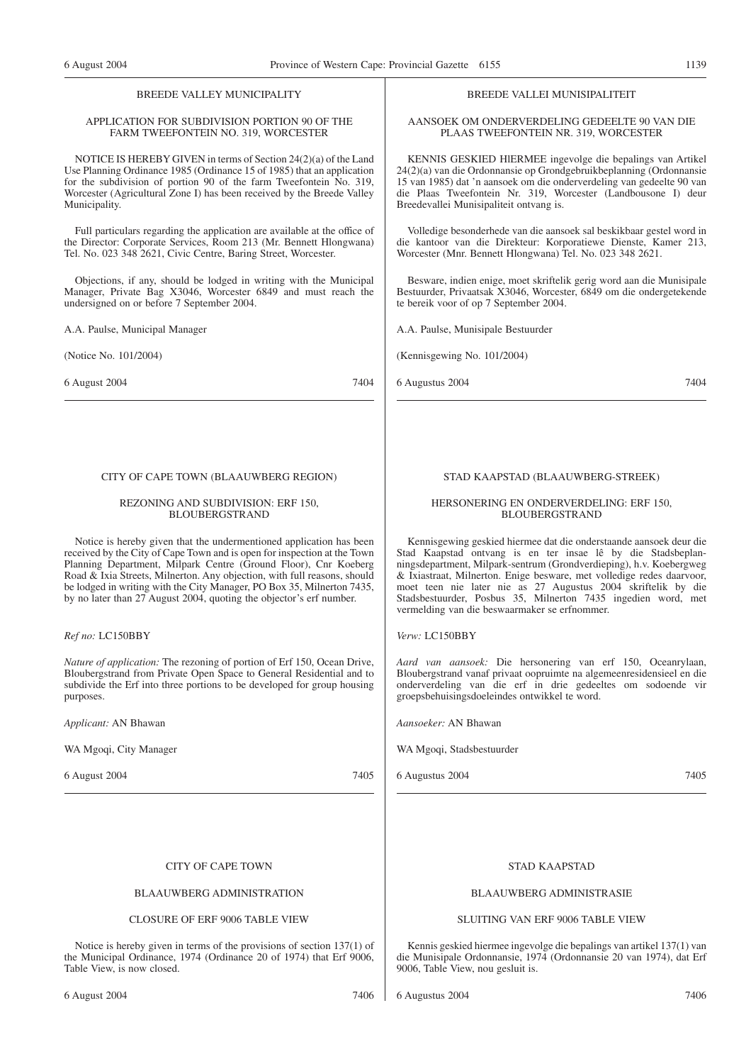## BREEDE VALLEY MUNICIPALITY

### APPLICATION FOR SUBDIVISION PORTION 90 OF THE FARM TWEEFONTEIN NO. 319, WORCESTER

NOTICE IS HEREBY GIVEN in terms of Section 24(2)(a) of the Land Use Planning Ordinance 1985 (Ordinance 15 of 1985) that an application for the subdivision of portion 90 of the farm Tweefontein No. 319, Worcester (Agricultural Zone I) has been received by the Breede Valley Municipality.

Full particulars regarding the application are available at the office of the Director: Corporate Services, Room 213 (Mr. Bennett Hlongwana) Tel. No. 023 348 2621, Civic Centre, Baring Street, Worcester.

Objections, if any, should be lodged in writing with the Municipal Manager, Private Bag X3046, Worcester 6849 and must reach the undersigned on or before 7 September 2004.

A.A. Paulse, Municipal Manager

(Notice No. 101/2004)

6 August 2004 7404

---

## BREEDE VALLEI MUNISIPALITEIT

### AANSOEK OM ONDERVERDELING GEDEELTE 90 VAN DIE PLAAS TWEEFONTEIN NR. 319, WORCESTER

KENNIS GESKIED HIERMEE ingevolge die bepalings van Artikel 24(2)(a) van die Ordonnansie op Grondgebruikbeplanning (Ordonnansie 15 van 1985) dat 'n aansoek om die onderverdeling van gedeelte 90 van die Plaas Tweefontein Nr. 319, Worcester (Landbousone I) deur Breedevallei Munisipaliteit ontvang is.

Volledige besonderhede van die aansoek sal beskikbaar gestel word in die kantoor van die Direkteur: Korporatiewe Dienste, Kamer 213, Worcester (Mnr. Bennett Hlongwana) Tel. No. 023 348 2621.

Besware, indien enige, moet skriftelik gerig word aan die Munisipale Bestuurder, Privaatsak X3046, Worcester, 6849 om die ondergetekende te bereik voor of op 7 September 2004.

A.A. Paulse, Munisipale Bestuurder

(Kennisgewing No. 101/2004)

6 Augustus 2004 7404

---

## CITY OF CAPE TOWN (BLAAUWBERG REGION)

### REZONING AND SUBDIVISION: ERF 150, BLOUBERGSTRAND

Notice is hereby given that the undermentioned application has been received by the City of Cape Town and is open for inspection at the Town Planning Department, Milpark Centre (Ground Floor), Cnr Koeberg Road & Ixia Streets, Milnerton. Any objection, with full reasons, should be lodged in writing with the City Manager, PO Box 35, Milnerton 7435, by no later than 27 August 2004, quoting the objector's erf number.

*Ref no:* LC150BBY

*Nature of application:* The rezoning of portion of Erf 150, Ocean Drive, Bloubergstrand from Private Open Space to General Residential and to subdivide the Erf into three portions to be developed for group housing purposes.

*Applicant:* AN Bhawan

WA Mgoqi, City Manager

6 August 2004 7405

---

## STAD KAAPSTAD (BLAAUWBERG-STREEK)

### HERSONERING EN ONDERVERDELING: ERF 150, BLOUBERGSTRAND

Kennisgewing geskied hiermee dat die onderstaande aansoek deur die Stad Kaapstad ontvang is en ter insae lê by die Stadsbeplanningsdepartment, Milpark-sentrum (Grondverdieping), h.v. Koebergweg & Ixiastraat, Milnerton. Enige besware, met volledige redes daarvoor, moet teen nie later nie as 27 Augustus 2004 skriftelik by die Stadsbestuurder, Posbus 35, Milnerton 7435 ingedien word, met vermelding van die beswaarmaker se erfnommer.

*Verw:* LC150BBY

*Aard van aansoek:* Die hersonering van erf 150, Oceanrylaan, Bloubergstrand vanaf privaat oopruimte na algemeenresidensieel en die onderverdeling van die erf in drie gedeeltes om sodoende vir groepsbehuisingsdoeleindes ontwikkel te word.

*Aansoeker:* AN Bhawan

WA Mgoqi, Stadsbestuurder

6 Augustus 2004 7405

---

## CITY OF CAPE TOWN

### BLAAUWBERG ADMINISTRATION

### CLOSURE OF ERF 9006 TABLE VIEW

Notice is hereby given in terms of the provisions of section 137(1) of the Municipal Ordinance, 1974 (Ordinance 20 of 1974) that Erf 9006, Table View, is now closed.

6 August 2004 7406

---

## STAD KAAPSTAD

### BLAAUWBERG ADMINISTRASIE

### SLUITING VAN ERF 9006 TABLE VIEW

Kennis geskied hiermee ingevolge die bepalings van artikel 137(1) van die Munisipale Ordonnansie, 1974 (Ordonnansie 20 van 1974), dat Erf 9006, Table View, nou gesluit is.

6 Augustus 2004 7406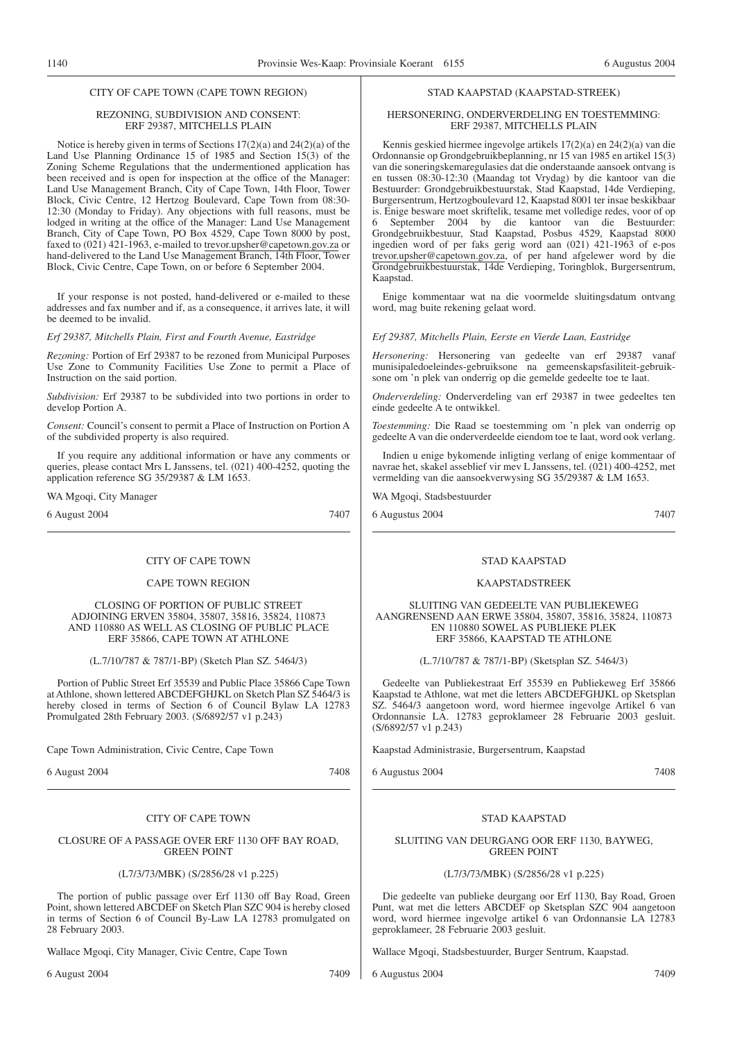CITY OF CAPE TOWN (CAPE TOWN REGION)

REZONING, SUBDIVISION AND CONSENT: ERF 29387, MITCHELLS PLAIN

Notice is hereby given in terms of Sections 17(2)(a) and 24(2)(a) of the Land Use Planning Ordinance 15 of 1985 and Section 15(3) of the Zoning Scheme Regulations that the undermentioned application has been received and is open for inspection at the office of the Manager: Land Use Management Branch, City of Cape Town, 14th Floor, Tower Block, Civic Centre, 12 Hertzog Boulevard, Cape Town from 08:30-12:30 (Monday to Friday). Any objections with full reasons, must be lodged in writing at the office of the Manager: Land Use Management Branch, City of Cape Town, PO Box 4529, Cape Town 8000 by post, faxed to (021) 421-1963, e-mailed to trevor.upsher@capetown.gov.za or hand-delivered to the Land Use Management Branch, 14th Floor, Tower Block, Civic Centre, Cape Town, on or before 6 September 2004.

If your response is not posted, hand-delivered or e-mailed to these addresses and fax number and if, as a consequence, it arrives late, it will be deemed to be invalid.

*Erf 29387, Mitchells Plain, First and Fourth Avenue, Eastridge*

*Rezoning:* Portion of Erf 29387 to be rezoned from Municipal Purposes Use Zone to Community Facilities Use Zone to permit a Place of Instruction on the said portion.

*Subdivision:* Erf 29387 to be subdivided into two portions in order to develop Portion A.

*Consent:* Council's consent to permit a Place of Instruction on Portion A of the subdivided property is also required.

If you require any additional information or have any comments or queries, please contact Mrs L Janssens, tel. (021) 400-4252, quoting the application reference SG 35/29387 & LM 1653.

WA Mgoqi, City Manager

6 August 2004 7407

STAD KAAPSTAD (KAAPSTAD-STREEK)

HERSONERING, ONDERVERDELING EN TOESTEMMING: ERF 29387, MITCHELLS PLAIN

Kennis geskied hiermee ingevolge artikels 17(2)(a) en 24(2)(a) van die Ordonnansie op Grondgebruikbeplanning, nr 15 van 1985 en artikel 15(3) van die soneringskemaregulasies dat die onderstaande aansoek ontvang is en tussen 08:30-12:30 (Maandag tot Vrydag) by die kantoor van die Bestuurder: Grondgebruikbestuurstak, Stad Kaapstad, 14de Verdieping, Burgersentrum, Hertzogboulevard 12, Kaapstad 8001 ter insae beskikbaar is. Enige besware moet skriftelik, tesame met volledige redes, voor of op 6 September 2004 by die kantoor van die Bestuurder: Grondgebruikbestuur, Stad Kaapstad, Posbus 4529, Kaapstad 8000 ingedien word of per faks gerig word aan (021) 421-1963 of e-pos trevor.upsher@capetown.gov.za, of per hand afgelewer word by die Grondgebruikbestuurstak, 14de Verdieping, Toringblok, Burgersentrum, Kaapstad.

Enige kommentaar wat na die voormelde sluitingsdatum ontvang word, mag buite rekening gelaat word.

*Erf 29387, Mitchells Plain, Eerste en Vierde Laan, Eastridge*

*Hersonering:* Hersonering van gedeelte van erf 29387 vanaf munisipaledoeleindes-gebruiksone na gemeenskapsfasiliteit-gebruiksone om 'n plek van onderrig op die gemelde gedeelte toe te laat.

*Onderverdeling:* Onderverdeling van erf 29387 in twee gedeeltes ten einde gedeelte A te ontwikkel.

*Toestemming:* Die Raad se toestemming om 'n plek van onderrig op gedeelte A van die onderverdeelde eiendom toe te laat, word ook verlang.

Indien u enige bykomende inligting verlang of enige kommentaar of navrae het, skakel asseblief vir mev L Janssens, tel. (021) 400-4252, met vermelding van die aansoekverwysing SG 35/29387 & LM 1653.

WA Mgoqi, Stadsbestuurder

6 Augustus 2004 7407

CITY OF CAPE TOWN

CAPE TOWN REGION

CLOSING OF PORTION OF PUBLIC STREET ADJOINING ERVEN 35804, 35807, 35816, 35824, 110873 AND 110880 AS WELL AS CLOSING OF PUBLIC PLACE ERF 35866, CAPE TOWN AT ATHLONE

(L.7/10/787 & 787/1-BP) (Sketch Plan SZ. 5464/3)

Portion of Public Street Erf 35539 and Public Place 35866 Cape Town at Athlone, shown lettered ABCDEFGHJKL on Sketch Plan SZ 5464/3 is hereby closed in terms of Section 6 of Council Bylaw LA 12783 Promulgated 28th February 2003. (S/6892/57 v1 p.243)

Cape Town Administration, Civic Centre, Cape Town

6 August 2004 7408

STAD KAAPSTAD

KAAPSTADSTREEK

SLUITING VAN GEDEELTE VAN PUBLIEKEWEG AANGRENSEND AAN ERWE 35804, 35807, 35816, 35824, 110873 EN 110880 SOWEL AS PUBLIEKE PLEK ERF 35866, KAAPSTAD TE ATHLONE

(L.7/10/787 & 787/1-BP) (Sketsplan SZ. 5464/3)

Gedeelte van Publiekestraat Erf 35539 en Publiekeweg Erf 35866 Kaapstad te Athlone, wat met die letters ABCDEFGHJKL op Sketsplan SZ. 5464/3 aangetoon word, word hiermee ingevolge Artikel 6 van Ordonnansie LA. 12783 geproklameer 28 Februarie 2003 gesluit. (S/6892/57 v1 p.243)

Kaapstad Administrasie, Burgersentrum, Kaapstad

6 Augustus 2004 7408

CITY OF CAPE TOWN

CLOSURE OF A PASSAGE OVER ERF 1130 OFF BAY ROAD, GREEN POINT

(L7/3/73/MBK) (S/2856/28 v1 p.225)

The portion of public passage over Erf 1130 off Bay Road, Green Point, shown lettered ABCDEF on Sketch Plan SZC 904 is hereby closed in terms of Section 6 of Council By-Law LA 12783 promulgated on 28 February 2003.

Wallace Mgoqi, City Manager, Civic Centre, Cape Town

6 August 2004 7409

STAD KAAPSTAD

SLUITING VAN DEURGANG OOR ERF 1130, BAYWEG, GREEN POINT

(L7/3/73/MBK) (S/2856/28 v1 p.225)

Die gedeelte van publieke deurgang oor Erf 1130, Bay Road, Groen Punt, wat met die letters ABCDEF op Sketsplan SZC 904 aangetoon word, word hiermee ingevolge artikel 6 van Ordonnansie LA 12783 geproklameer, 28 Februarie 2003 gesluit.

Wallace Mgoqi, Stadsbestuurder, Burger Sentrum, Kaapstad.

6 Augustus 2004 7409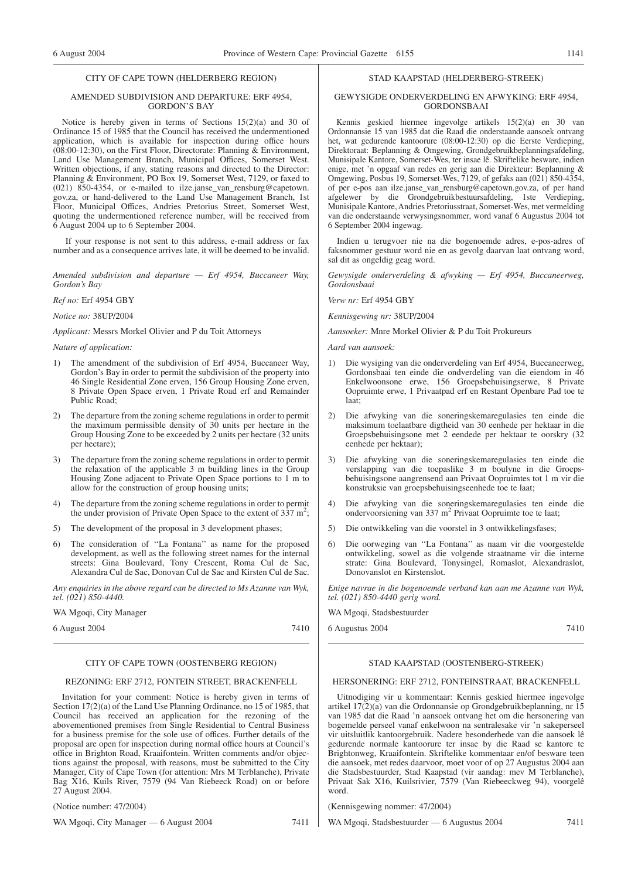## CITY OF CAPE TOWN (HELDERBERG REGION)

### AMENDED SUBDIVISION AND DEPARTURE: ERF 4954, GORDON'S BAY

Notice is hereby given in terms of Sections 15(2)(a) and 30 of Ordinance 15 of 1985 that the Council has received the undermentioned application, which is available for inspection during office hours (08:00-12:30), on the First Floor, Directorate: Planning & Environment, Land Use Management Branch, Municipal Offices, Somerset West. Written objections, if any, stating reasons and directed to the Director: Planning & Environment, PO Box 19, Somerset West, 7129, or faxed to (021) 850-4354, or e-mailed to ilze.janse_van_rensburg@capetown.gov.za, or hand-delivered to the Land Use Management Branch, 1st Floor, Municipal Offices, Andries Pretorius Street, Somerset West, quoting the undermentioned reference number, will be received from 6 August 2004 up to 6 September 2004.

If your response is not sent to this address, e-mail address or fax number and as a consequence arrives late, it will be deemed to be invalid.

*Amended subdivision and departure — Erf 4954, Buccaneer Way, Gordon's Bay*

*Ref no:* Erf 4954 GBY

*Notice no:* 38UP/2004

*Applicant:* Messrs Morkel Olivier and P du Toit Attorneys

*Nature of application:*

1) The amendment of the subdivision of Erf 4954, Buccaneer Way, Gordon's Bay in order to permit the subdivision of the property into 46 Single Residential Zone erven, 156 Group Housing Zone erven, 8 Private Open Space erven, 1 Private Road erf and Remainder Public Road;
2) The departure from the zoning scheme regulations in order to permit the maximum permissible density of 30 units per hectare in the Group Housing Zone to be exceeded by 2 units per hectare (32 units per hectare);
3) The departure from the zoning scheme regulations in order to permit the relaxation of the applicable 3 m building lines in the Group Housing Zone adjacent to Private Open Space portions to 1 m to allow for the construction of group housing units;
4) The departure from the zoning scheme regulations in order to permit the under provision of Private Open Space to the extent of 337 $m^2$;
5) The development of the proposal in 3 development phases;
6) The consideration of ''La Fontana'' as name for the proposed development, as well as the following street names for the internal streets: Gina Boulevard, Tony Crescent, Roma Cul de Sac, Alexandra Cul de Sac, Donovan Cul de Sac and Kirsten Cul de Sac.

*Any enquiries in the above regard can be directed to Ms Azanne van Wyk, tel. (021) 850-4440.*

WA Mgoqi, City Manager

6 August 2004 7410

## STAD KAAPSTAD (HELDERBERG-STREEK)

### GEWYSIGDE ONDERVERDELING EN AFWYKING: ERF 4954, GORDONSBAAI

Kennis geskied hiermee ingevolge artikels 15(2)(a) en 30 van Ordonnansie 15 van 1985 dat die Raad die onderstaande aansoek ontvang het, wat gedurende kantoorure (08:00-12:30) op die Eerste Verdieping, Direktoraat: Beplanning & Omgewing, Grondgebruikbeplanningsafdeling, Munisipale Kantore, Somerset-Wes, ter insae lê. Skriftelike besware, indien enige, met 'n opgaaf van redes en gerig aan die Direkteur: Beplanning & Omgewing, Posbus 19, Somerset-Wes, 7129, of gefaks aan (021) 850-4354, of per e-pos aan ilze.janse_van_rensburg@capetown.gov.za, of per hand afgelewer by die Grondgebruikbestuursafdeling, 1ste Verdieping, Munisipale Kantore, Andries Pretoriusstraat, Somerset-Wes, met vermelding van die onderstaande verwysingsnommer, word vanaf 6 Augustus 2004 tot 6 September 2004 ingewag.

Indien u terugvoer nie na die bogenoemde adres, e-pos-adres of faksnommer gestuur word nie en as gevolg daarvan laat ontvang word, sal dit as ongeldig geag word.

*Gewysigde onderverdeling & afwyking — Erf 4954, Buccaneerweg, Gordonsbaai*

*Verw nr:* Erf 4954 GBY

*Kennisgewing nr:* 38UP/2004

*Aansoeker:* Mnre Morkel Olivier & P du Toit Prokureurs

*Aard van aansoek:*

1) Die wysiging van die onderverdeling van Erf 4954, Buccaneerweg, Gordonsbaai ten einde die ondverdeling van die eiendom in 46 Enkelwoonsone erwe, 156 Groepsbehuisingserwe, 8 Private Oopruimte erwe, 1 Privaatpad erf en Restant Openbare Pad toe te laat;
2) Die afwyking van die soneringskemaregulasies ten einde die maksimum toelaatbare digtheid van 30 eenhede per hektaar in die Groepsbehuisingsone met 2 eendede per hektaar te oorskry (32 eenhede per hektaar);
3) Die afwyking van die soneringskemaregulasies ten einde die verslapping van die toepaslike 3 m boulyne in die Groepsbehuisingsone aangrensend aan Privaat Oopruimtes tot 1 m vir die konstruksie van groepsbehuisingseenhede toe te laat;
4) Die afwyking van die soneringskemaregulasies ten einde die ondervoorsiening van 337 $m^2$ Privaat Oopruimte toe te laat;
5) Die ontwikkeling van die voorstel in 3 ontwikkelingsfases;
6) Die oorweging van ''La Fontana'' as naam vir die voorgestelde ontwikkeling, sowel as die volgende straatname vir die interne strate: Gina Boulevard, Tonysingel, Romaslot, Alexandraslot, Donovanslot en Kirstenslot.

*Enige navrae in die bogenoemde verband kan aan me Azanne van Wyk, tel. (021) 850-4440 gerig word.*

WA Mgoqi, Stadsbestuurder

6 Augustus 2004 7410

## CITY OF CAPE TOWN (OOSTENBERG REGION)

### REZONING: ERF 2712, FONTEIN STREET, BRACKENFELL

Invitation for your comment: Notice is hereby given in terms of Section 17(2)(a) of the Land Use Planning Ordinance, no 15 of 1985, that Council has received an application for the rezoning of the abovementioned premises from Single Residential to Central Business for a business premise for the sole use of offices. Further details of the proposal are open for inspection during normal office hours at Council's office in Brighton Road, Kraaifontein. Written comments and/or objections against the proposal, with reasons, must be submitted to the City Manager, City of Cape Town (for attention: Mrs M Terblanche), Private Bag X16, Kuils River, 7579 (94 Van Riebeeck Road) on or before 27 August 2004.

(Notice number: 47/2004)

WA Mgoqi, City Manager — 6 August 2004 7411

## STAD KAAPSTAD (OOSTENBERG-STREEK)

### HERSONERING: ERF 2712, FONTEINSTRAAT, BRACKENFELL

Uitnodiging vir u kommentaar: Kennis geskied hiermee ingevolge artikel 17(2)(a) van die Ordonnansie op Grondgebruikbeplanning, nr 15 van 1985 dat die Raad 'n aansoek ontvang het om die hersonering van bogemelde perseel vanaf enkelwoon na sentralesake vir 'n sakeperseel vir uitsluitlik kantoorgebruik. Nadere besonderhede van die aansoek lê gedurende normale kantoorure ter insae by die Raad se kantore te Brightonweg, Kraaifontein. Skriftelike kommentaar en/of besware teen die aansoek, met redes daarvoor, moet voor of op 27 Augustus 2004 aan die Stadsbestuurder, Stad Kaapstad (vir aandag: mev M Terblanche), Privaat Sak X16, Kuilsrivier, 7579 (Van Riebeeckweg 94), voorgelê word.

(Kennisgewing nommer: 47/2004)

WA Mgoqi, Stadsbestuurder — 6 Augustus 2004 7411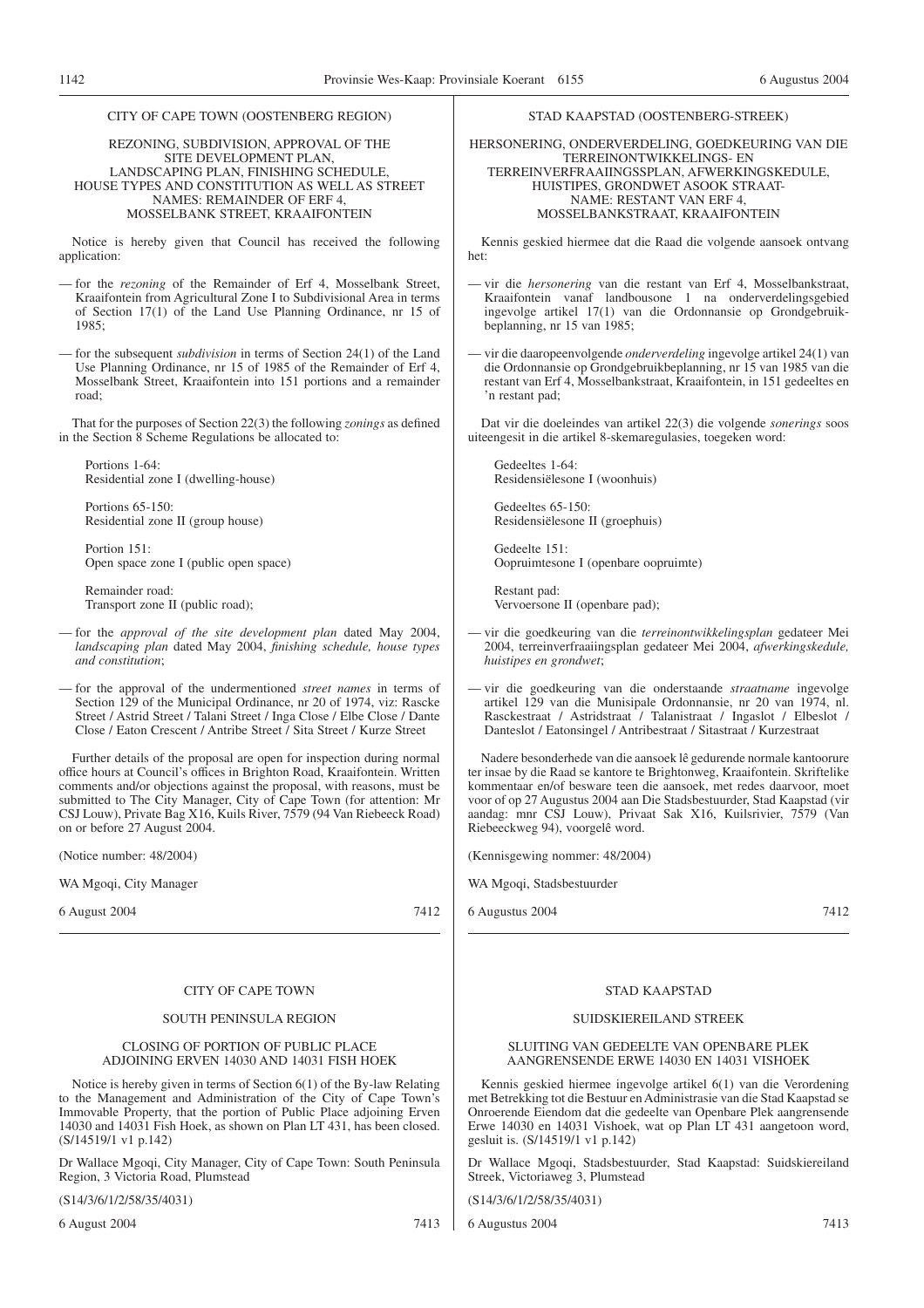CITY OF CAPE TOWN (OOSTENBERG REGION)

REZONING, SUBDIVISION, APPROVAL OF THE SITE DEVELOPMENT PLAN, LANDSCAPING PLAN, FINISHING SCHEDULE, HOUSE TYPES AND CONSTITUTION AS WELL AS STREET NAMES: REMAINDER OF ERF 4, MOSSELBANK STREET, KRAAIFONTEIN

Notice is hereby given that Council has received the following application:

— for the *rezoning* of the Remainder of Erf 4, Mosselbank Street, Kraaifontein from Agricultural Zone I to Subdivisional Area in terms of Section 17(1) of the Land Use Planning Ordinance, nr 15 of 1985;

— for the subsequent *subdivision* in terms of Section 24(1) of the Land Use Planning Ordinance, nr 15 of 1985 of the Remainder of Erf 4, Mosselbank Street, Kraaifontein into 151 portions and a remainder road;

That for the purposes of Section 22(3) the following *zonings* as defined in the Section 8 Scheme Regulations be allocated to:

Portions 1-64:
Residential zone I (dwelling-house)

Portions 65-150:
Residential zone II (group house)

Portion 151:
Open space zone I (public open space)

Remainder road:
Transport zone II (public road);

— for the *approval of the site development plan* dated May 2004, *landscaping plan* dated May 2004, *finishing schedule, house types and constitution*;

— for the approval of the undermentioned *street names* in terms of Section 129 of the Municipal Ordinance, nr 20 of 1974, viz: Rascke Street / Astrid Street / Talani Street / Inga Close / Elbe Close / Dante Close / Eaton Crescent / Antribe Street / Sita Street / Kurze Street

Further details of the proposal are open for inspection during normal office hours at Council's offices in Brighton Road, Kraaifontein. Written comments and/or objections against the proposal, with reasons, must be submitted to The City Manager, City of Cape Town (for attention: Mr CSJ Louw), Private Bag X16, Kuils River, 7579 (94 Van Riebeeck Road) on or before 27 August 2004.

(Notice number: 48/2004)

WA Mgoqi, City Manager

6 August 2004 7412

---

STAD KAAPSTAD (OOSTENBERG-STREEK)

HERSONERING, ONDERVERDELING, GOEDKEURING VAN DIE TERREINONTWIKKELINGS- EN TERREINVERFRAAIINGSPLAN, AFWERKINGSKEDULE, HUISTIPES, GRONDWET ASOOK STRAATNAME: RESTANT VAN ERF 4, MOSSELBANKSTRAAT, KRAAIFONTEIN

Kennis geskied hiermee dat die Raad die volgende aansoek ontvang het:

— vir die *hersonering* van die restant van Erf 4, Mosselbankstraat, Kraaifontein vanaf landbousone 1 na onderverdelingsgebied ingevolge artikel 17(1) van die Ordonnansie op Grondgebruikbeplanning, nr 15 van 1985;

— vir die daaropeenvolgende *onderverdeling* ingevolge artikel 24(1) van die Ordonnansie op Grondgebruikbeplanning, nr 15 van 1985 van die restant van Erf 4, Mosselbankstraat, Kraaifontein, in 151 gedeeltes en 'n restant pad;

Dat vir die doeleindes van artikel 22(3) die volgende *sonerings* soos uiteengesit in die artikel 8-skemaregulasies, toegeken word:

Gedeeltes 1-64:
Residensiëlesone I (woonhuis)

Gedeeltes 65-150:
Residensiëlesone II (groephuis)

Gedeelte 151:
Oopruimtesone I (openbare oopruimte)

Restant pad:
Vervoersone II (openbare pad);

— vir die goedkeuring van die *terreinontwikkelingsplan* gedateer Mei 2004, terreinverfraaiingsplan gedateer Mei 2004, *afwerkingskedule, huistipes en grondwet*;

— vir die goedkeuring van die onderstaande *straatname* ingevolge artikel 129 van die Munisipale Ordonnansie, nr 20 van 1974, nl. Rasckestraat / Astridstraat / Talanistraat / Ingaslot / Elbeslot / Danteslot / Eatonsingel / Antribestraat / Sitastraat / Kurzestraat

Nadere besonderhede van die aansoek lê gedurende normale kantoorure ter insae by die Raad se kantore te Brightonweg, Kraaifontein. Skriftelike kommentaar en/of besware teen die aansoek, met redes daarvoor, moet voor of op 27 Augustus 2004 aan Die Stadsbestuurder, Stad Kaapstad (vir aandag: mnr CSJ Louw), Privaat Sak X16, Kuilsrivier, 7579 (Van Riebeeckweg 94), voorgelê word.

(Kennisgewing nommer: 48/2004)

WA Mgoqi, Stadsbestuurder

6 Augustus 2004 7412

---

CITY OF CAPE TOWN

SOUTH PENINSULA REGION

CLOSING OF PORTION OF PUBLIC PLACE ADJOINING ERVEN 14030 AND 14031 FISH HOEK

Notice is hereby given in terms of Section 6(1) of the By-law Relating to the Management and Administration of the City of Cape Town's Immovable Property, that the portion of Public Place adjoining Erven 14030 and 14031 Fish Hoek, as shown on Plan LT 431, has been closed. (S/14519/1 v1 p.142)

Dr Wallace Mgoqi, City Manager, City of Cape Town: South Peninsula Region, 3 Victoria Road, Plumstead

(S14/3/6/1/2/58/35/4031)

6 August 2004 7413

---

STAD KAAPSTAD

SUIDSKIEREILAND STREEK

SLUITING VAN GEDEELTE VAN OPENBARE PLEK AANGRENSENDE ERWE 14030 EN 14031 VISHOEK

Kennis geskied hiermee ingevolge artikel 6(1) van die Verordening met Betrekking tot die Bestuur en Administrasie van die Stad Kaapstad se Onroerende Eiendom dat die gedeelte van Openbare Plek aangrensende Erwe 14030 en 14031 Vishoek, wat op Plan LT 431 aangetoon word, gesluit is. (S/14519/1 v1 p.142)

Dr Wallace Mgoqi, Stadsbestuurder, Stad Kaapstad: Suidskiereiland Streek, Victoriaweg 3, Plumstead

(S14/3/6/1/2/58/35/4031)

6 Augustus 2004 7413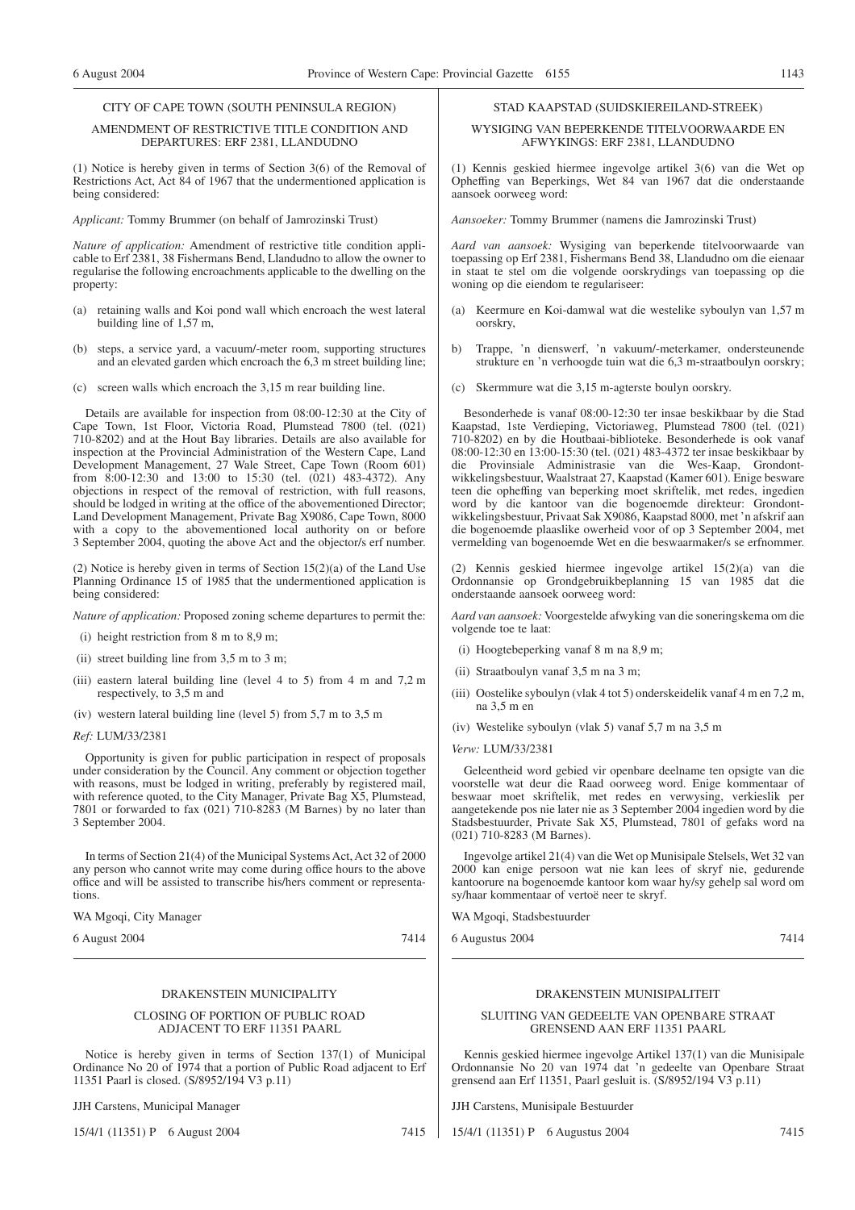CITY OF CAPE TOWN (SOUTH PENINSULA REGION)

AMENDMENT OF RESTRICTIVE TITLE CONDITION AND DEPARTURES: ERF 2381, LLANDUDNO

(1) Notice is hereby given in terms of Section 3(6) of the Removal of Restrictions Act, Act 84 of 1967 that the undermentioned application is being considered:

*Applicant:* Tommy Brummer (on behalf of Jamrozinski Trust)

*Nature of application:* Amendment of restrictive title condition applicable to Erf 2381, 38 Fishermans Bend, Llandudno to allow the owner to regularise the following encroachments applicable to the dwelling on the property:

(a) retaining walls and Koi pond wall which encroach the west lateral building line of 1,57 m,

(b) steps, a service yard, a vacuum/-meter room, supporting structures and an elevated garden which encroach the 6,3 m street building line;

(c) screen walls which encroach the 3,15 m rear building line.

Details are available for inspection from 08:00-12:30 at the City of Cape Town, 1st Floor, Victoria Road, Plumstead 7800 (tel. (021) 710-8202) and at the Hout Bay libraries. Details are also available for inspection at the Provincial Administration of the Western Cape, Land Development Management, 27 Wale Street, Cape Town (Room 601) from 8:00-12:30 and 13:00 to 15:30 (tel. (021) 483-4372). Any objections in respect of the removal of restriction, with full reasons, should be lodged in writing at the office of the abovementioned Director; Land Development Management, Private Bag X9086, Cape Town, 8000 with a copy to the abovementioned local authority on or before 3 September 2004, quoting the above Act and the objector/s erf number.

(2) Notice is hereby given in terms of Section 15(2)(a) of the Land Use Planning Ordinance 15 of 1985 that the undermentioned application is being considered:

*Nature of application:* Proposed zoning scheme departures to permit the:

(i) height restriction from 8 m to 8,9 m;

(ii) street building line from 3,5 m to 3 m;

(iii) eastern lateral building line (level 4 to 5) from 4 m and 7,2 m respectively, to 3,5 m and

(iv) western lateral building line (level 5) from 5,7 m to 3,5 m

*Ref:* LUM/33/2381

Opportunity is given for public participation in respect of proposals under consideration by the Council. Any comment or objection together with reasons, must be lodged in writing, preferably by registered mail, with reference quoted, to the City Manager, Private Bag X5, Plumstead, 7801 or forwarded to fax (021) 710-8283 (M Barnes) by no later than 3 September 2004.

In terms of Section 21(4) of the Municipal Systems Act, Act 32 of 2000 any person who cannot write may come during office hours to the above office and will be assisted to transcribe his/hers comment or representations.

WA Mgoqi, City Manager

6 August 2004 7414

---

STAD KAAPSTAD (SUIDSKIEREILAND-STREEK)

WYSIGING VAN BEPERKENDE TITELVOORWAARDE EN AFWYKINGS: ERF 2381, LLANDUDNO

(1) Kennis geskied hiermee ingevolge artikel 3(6) van die Wet op Opheffing van Beperkings, Wet 84 van 1967 dat die onderstaande aansoek oorweeg word:

*Aansoeker:* Tommy Brummer (namens die Jamrozinski Trust)

*Aard van aansoek:* Wysiging van beperkende titelvoorwaarde van toepassing op Erf 2381, Fishermans Bend 38, Llandudno om die eienaar in staat te stel om die volgende oorskrydings van toepassing op die woning op die eiendom te regulariseer:

(a) Keermure en Koi-damwal wat die westelike syboulyn van 1,57 m oorskry,

b) Trappe, 'n dienswerf, 'n vakuum/-meterkamer, ondersteunende strukture en 'n verhoogde tuin wat die 6,3 m-straatboulyn oorskry;

(c) Skermmure wat die 3,15 m-agterste boulyn oorskry.

Besonderhede is vanaf 08:00-12:30 ter insae beskikbaar by die Stad Kaapstad, 1ste Verdieping, Victoriaweg, Plumstead 7800 (tel. (021) 710-8202) en by die Houtbaai-biblioteke. Besonderhede is ook vanaf 08:00-12:30 en 13:00-15:30 (tel. (021) 483-4372 ter insae beskikbaar by die Provinsiale Administrasie van die Wes-Kaap, Grondontwikkelingsbestuur, Waalstraat 27, Kaapstad (Kamer 601). Enige besware teen die opheffing van beperking moet skriftelik, met redes, ingedien word by die kantoor van die bogenoemde direkteur: Grondontwikkelingsbestuur, Privaat Sak X9086, Kaapstad 8000, met 'n afskrif aan die bogenoemde plaaslike owerheid voor of op 3 September 2004, met vermelding van bogenoemde Wet en die beswaarmaker/s se erfnommer.

(2) Kennis geskied hiermee ingevolge artikel 15(2)(a) van die Ordonnansie op Grondgebruikbeplanning 15 van 1985 dat die onderstaande aansoek oorweeg word:

*Aard van aansoek:* Voorgestelde afwyking van die soneringskema om die volgende toe te laat:

(i) Hoogtebeperking vanaf 8 m na 8,9 m;

(ii) Straatboulyn vanaf 3,5 m na 3 m;

(iii) Oostelike syboulyn (vlak 4 tot 5) onderskeidelik vanaf 4 m en 7,2 m, na 3,5 m en

(iv) Westelike syboulyn (vlak 5) vanaf 5,7 m na 3,5 m

*Verw:* LUM/33/2381

Geleentheid word gebied vir openbare deelname ten opsigte van die voorstelle wat deur die Raad oorweeg word. Enige kommentaar of beswaar moet skriftelik, met redes en verwysing, verkieslik per aangetekende pos nie later nie as 3 September 2004 ingedien word by die Stadsbestuurder, Private Sak X5, Plumstead, 7801 of gefaks word na (021) 710-8283 (M Barnes).

Ingevolge artikel 21(4) van die Wet op Munisipale Stelsels, Wet 32 van 2000 kan enige persoon wat nie kan lees of skryf nie, gedurende kantoorure na bogenoemde kantoor kom waar hy/sy gehelp sal word om sy/haar kommentaar of vertoë neer te skryf.

WA Mgoqi, Stadsbestuurder

6 Augustus 2004 7414

---

DRAKENSTEIN MUNICIPALITY

CLOSING OF PORTION OF PUBLIC ROAD ADJACENT TO ERF 11351 PAARL

Notice is hereby given in terms of Section 137(1) of Municipal Ordinance No 20 of 1974 that a portion of Public Road adjacent to Erf 11351 Paarl is closed. (S/8952/194 V3 p.11)

JJH Carstens, Municipal Manager

15/4/1 (11351) P 6 August 2004 7415

---

DRAKENSTEIN MUNISIPALITEIT

SLUITING VAN GEDEELTE VAN OPENBARE STRAAT GRENSEND AAN ERF 11351 PAARL

Kennis geskied hiermee ingevolge Artikel 137(1) van die Munisipale Ordonnansie No 20 van 1974 dat 'n gedeelte van Openbare Straat grensend aan Erf 11351, Paarl gesluit is. (S/8952/194 V3 p.11)

JJH Carstens, Munisipale Bestuurder

15/4/1 (11351) P 6 Augustus 2004 7415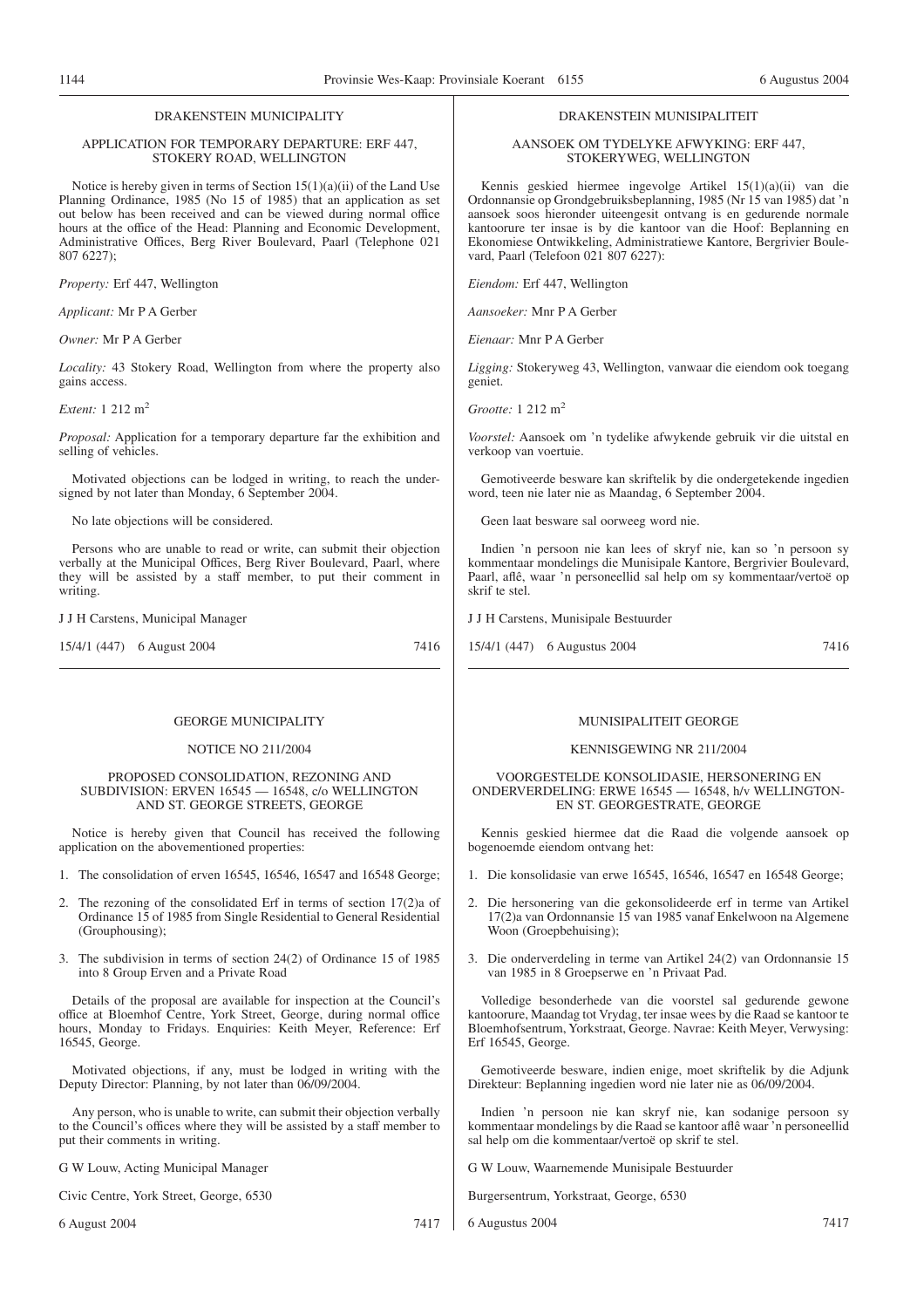## DRAKENSTEIN MUNICIPALITY

### APPLICATION FOR TEMPORARY DEPARTURE: ERF 447, STOKERY ROAD, WELLINGTON

Notice is hereby given in terms of Section 15(1)(a)(ii) of the Land Use Planning Ordinance, 1985 (No 15 of 1985) that an application as set out below has been received and can be viewed during normal office hours at the office of the Head: Planning and Economic Development, Administrative Offices, Berg River Boulevard, Paarl (Telephone 021 807 6227);

*Property:* Erf 447, Wellington

*Applicant:* Mr P A Gerber

*Owner:* Mr P A Gerber

*Locality:* 43 Stokery Road, Wellington from where the property also gains access.

*Extent:* 1 212 m$^2$

*Proposal:* Application for a temporary departure far the exhibition and selling of vehicles.

Motivated objections can be lodged in writing, to reach the undersigned by not later than Monday, 6 September 2004.

No late objections will be considered.

Persons who are unable to read or write, can submit their objection verbally at the Municipal Offices, Berg River Boulevard, Paarl, where they will be assisted by a staff member, to put their comment in writing.

J J H Carstens, Municipal Manager

15/4/1 (447) 6 August 2004 7416

## DRAKENSTEIN MUNISIPALITEIT

### AANSOEK OM TYDELYKE AFWYKING: ERF 447, STOKERYWEG, WELLINGTON

Kennis geskied hiermee ingevolge Artikel 15(1)(a)(ii) van die Ordonnansie op Grondgebruiksbeplanning, 1985 (Nr 15 van 1985) dat 'n aansoek soos hieronder uiteengesit ontvang is en gedurende normale kantoorure ter insae is by die kantoor van die Hoof: Beplanning en Ekonomiese Ontwikkeling, Administratiewe Kantore, Bergrivier Boulevard, Paarl (Telefoon 021 807 6227):

*Eiendom:* Erf 447, Wellington

*Aansoeker:* Mnr P A Gerber

*Eienaar:* Mnr P A Gerber

*Ligging:* Stokeryweg 43, Wellington, vanwaar die eiendom ook toegang geniet.

*Grootte:* 1 212 m$^2$

*Voorstel:* Aansoek om 'n tydelike afwykende gebruik vir die uitstal en verkoop van voertuie.

Gemotiveerde besware kan skriftelik by die ondergetekende ingedien word, teen nie later nie as Maandag, 6 September 2004.

Geen laat besware sal oorweeg word nie.

Indien 'n persoon nie kan lees of skryf nie, kan so 'n persoon sy kommentaar mondelings die Munisipale Kantore, Bergrivier Boulevard, Paarl, aflê, waar 'n personeellid sal help om sy kommentaar/vertoë op skrif te stel.

J J H Carstens, Munisipale Bestuurder

15/4/1 (447) 6 Augustus 2004 7416

## GEORGE MUNICIPALITY

### NOTICE NO 211/2004

### PROPOSED CONSOLIDATION, REZONING AND SUBDIVISION: ERVEN 16545 — 16548, c/o WELLINGTON AND ST. GEORGE STREETS, GEORGE

Notice is hereby given that Council has received the following application on the abovementioned properties:

1. The consolidation of erven 16545, 16546, 16547 and 16548 George;
2. The rezoning of the consolidated Erf in terms of section 17(2)a of Ordinance 15 of 1985 from Single Residential to General Residential (Grouphousing);
3. The subdivision in terms of section 24(2) of Ordinance 15 of 1985 into 8 Group Erven and a Private Road

Details of the proposal are available for inspection at the Council's office at Bloemhof Centre, York Street, George, during normal office hours, Monday to Fridays. Enquiries: Keith Meyer, Reference: Erf 16545, George.

Motivated objections, if any, must be lodged in writing with the Deputy Director: Planning, by not later than 06/09/2004.

Any person, who is unable to write, can submit their objection verbally to the Council's offices where they will be assisted by a staff member to put their comments in writing.

G W Louw, Acting Municipal Manager

Civic Centre, York Street, George, 6530

6 August 2004 7417

## MUNISIPALITEIT GEORGE

### KENNISGEWING NR 211/2004

### VOORGESTELDE KONSOLIDASIE, HERSONERING EN ONDERVERDELING: ERWE 16545 — 16548, h/v WELLINGTON- EN ST. GEORGESTRATE, GEORGE

Kennis geskied hiermee dat die Raad die volgende aansoek op bogenoemde eiendom ontvang het:

1. Die konsolidasie van erwe 16545, 16546, 16547 en 16548 George;
2. Die hersonering van die gekonsolideerde erf in terme van Artikel 17(2)a van Ordonnansie 15 van 1985 vanaf Enkelwoon na Algemene Woon (Groepbehuising);
3. Die onderverdeling in terme van Artikel 24(2) van Ordonnansie 15 van 1985 in 8 Groepserwe en 'n Privaat Pad.

Volledige besonderhede van die voorstel sal gedurende gewone kantoorure, Maandag tot Vrydag, ter insae wees by die Raad se kantoor te Bloemhofsentrum, Yorkstraat, George. Navrae: Keith Meyer, Verwysing: Erf 16545, George.

Gemotiveerde besware, indien enige, moet skriftelik by die Adjunk Direkteur: Beplanning ingedien word nie later nie as 06/09/2004.

Indien 'n persoon nie kan skryf nie, kan sodanige persoon sy kommentaar mondelings by die Raad se kantoor aflê waar 'n personeellid sal help om die kommentaar/vertoë op skrif te stel.

G W Louw, Waarnemende Munisipale Bestuurder

Burgersentrum, Yorkstraat, George, 6530

6 Augustus 2004 7417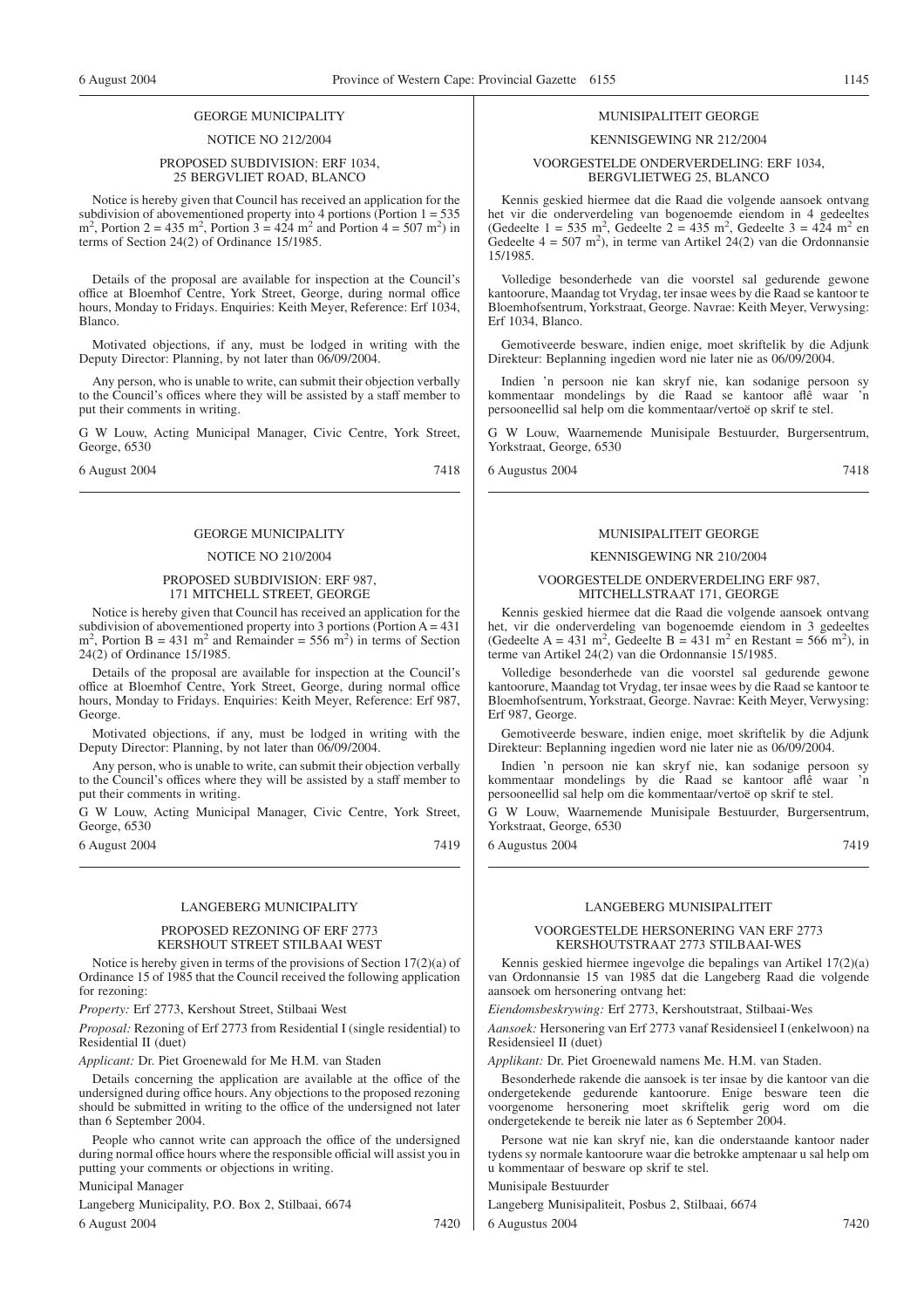## GEORGE MUNICIPALITY

NOTICE NO 212/2004

PROPOSED SUBDIVISION: ERF 1034, 25 BERGVLIET ROAD, BLANCO

Notice is hereby given that Council has received an application for the subdivision of abovementioned property into 4 portions (Portion 1 = 535 $m^2$, Portion 2 = 435 $m^2$, Portion 3 = 424 $m^2$ and Portion 4 = 507 $m^2$) in terms of Section 24(2) of Ordinance 15/1985.

Details of the proposal are available for inspection at the Council's office at Bloemhof Centre, York Street, George, during normal office hours, Monday to Fridays. Enquiries: Keith Meyer, Reference: Erf 1034, Blanco.

Motivated objections, if any, must be lodged in writing with the Deputy Director: Planning, by not later than 06/09/2004.

Any person, who is unable to write, can submit their objection verbally to the Council's offices where they will be assisted by a staff member to put their comments in writing.

G W Louw, Acting Municipal Manager, Civic Centre, York Street, George, 6530

6 August 2004 7418

## MUNISIPALITEIT GEORGE

KENNISGEWING NR 212/2004

VOORGESTELDE ONDERVERDELING: ERF 1034, BERGVLIETWEG 25, BLANCO

Kennis geskied hiermee dat die Raad die volgende aansoek ontvang het vir die onderverdeling van bogenoemde eiendom in 4 gedeeltes (Gedeelte 1 = 535 $m^2$, Gedeelte 2 = 435 $m^2$, Gedeelte 3 = 424 $m^2$ en Gedeelte 4 = 507 $m^2$), in terme van Artikel 24(2) van die Ordonnansie 15/1985.

Volledige besonderhede van die voorstel sal gedurende gewone kantoorure, Maandag tot Vrydag, ter insae wees by die Raad se kantoor te Bloemhofsentrum, Yorkstraat, George. Navrae: Keith Meyer, Verwysing: Erf 1034, Blanco.

Gemotiveerde besware, indien enige, moet skriftelik by die Adjunk Direkteur: Beplanning ingedien word nie later nie as 06/09/2004.

Indien 'n persoon nie kan skryf nie, kan sodanige persoon sy kommentaar mondelings by die Raad se kantoor aflê waar 'n persooneellid sal help om die kommentaar/vertoë op skrif te stel.

G W Louw, Waarnemende Munisipale Bestuurder, Burgersentrum, Yorkstraat, George, 6530

6 Augustus 2004 7418

## GEORGE MUNICIPALITY

NOTICE NO 210/2004

PROPOSED SUBDIVISION: ERF 987, 171 MITCHELL STREET, GEORGE

Notice is hereby given that Council has received an application for the subdivision of abovementioned property into 3 portions (Portion A = 431 $m^2$, Portion B = 431 $m^2$ and Remainder = 556 $m^2$) in terms of Section 24(2) of Ordinance 15/1985.

Details of the proposal are available for inspection at the Council's office at Bloemhof Centre, York Street, George, during normal office hours, Monday to Fridays. Enquiries: Keith Meyer, Reference: Erf 987, George.

Motivated objections, if any, must be lodged in writing with the Deputy Director: Planning, by not later than 06/09/2004.

Any person, who is unable to write, can submit their objection verbally to the Council's offices where they will be assisted by a staff member to put their comments in writing.

G W Louw, Acting Municipal Manager, Civic Centre, York Street, George, 6530

6 August 2004 7419

## MUNISIPALITEIT GEORGE

KENNISGEWING NR 210/2004

VOORGESTELDE ONDERVERDELING ERF 987, MITCHELLSTRAAT 171, GEORGE

Kennis geskied hiermee dat die Raad die volgende aansoek ontvang het, vir die onderverdeling van bogenoemde eiendom in 3 gedeeltes (Gedeelte A = 431 $m^2$, Gedeelte B = 431 $m^2$ en Restant = 566 $m^2$), in terme van Artikel 24(2) van die Ordonnansie 15/1985.

Volledige besonderhede van die voorstel sal gedurende gewone kantoorure, Maandag tot Vrydag, ter insae wees by die Raad se kantoor te Bloemhofsentrum, Yorkstraat, George. Navrae: Keith Meyer, Verwysing: Erf 987, George.

Gemotiveerde besware, indien enige, moet skriftelik by die Adjunk Direkteur: Beplanning ingedien word nie later nie as 06/09/2004.

Indien 'n persoon nie kan skryf nie, kan sodanige persoon sy kommentaar mondelings by die Raad se kantoor aflê waar 'n persooneellid sal help om die kommentaar/vertoë op skrif te stel.

G W Louw, Waarnemende Munisipale Bestuurder, Burgersentrum, Yorkstraat, George, 6530

6 Augustus 2004 7419

## LANGEBERG MUNICIPALITY

PROPOSED REZONING OF ERF 2773 KERSHOUT STREET STILBAAI WEST

Notice is hereby given in terms of the provisions of Section 17(2)(a) of Ordinance 15 of 1985 that the Council received the following application for rezoning:

*Property:* Erf 2773, Kershout Street, Stilbaai West

*Proposal:* Rezoning of Erf 2773 from Residential I (single residential) to Residential II (duet)

*Applicant:* Dr. Piet Groenewald for Me H.M. van Staden

Details concerning the application are available at the office of the undersigned during office hours. Any objections to the proposed rezoning should be submitted in writing to the office of the undersigned not later than 6 September 2004.

People who cannot write can approach the office of the undersigned during normal office hours where the responsible official will assist you in putting your comments or objections in writing.

Municipal Manager

Langeberg Municipality, P.O. Box 2, Stilbaai, 6674

6 August 2004 7420

## LANGEBERG MUNISIPALITEIT

VOORGESTELDE HERSONERING VAN ERF 2773 KERSHOUTSTRAAT 2773 STILBAAI-WES

Kennis geskied hiermee ingevolge die bepalings van Artikel 17(2)(a) van Ordonnansie 15 van 1985 dat die Langeberg Raad die volgende aansoek om hersonering ontvang het:

*Eiendomsbeskrywing:* Erf 2773, Kershoutstraat, Stilbaai-Wes

*Aansoek:* Hersonering van Erf 2773 vanaf Residensieel I (enkelwoon) na Residensieel II (duet)

*Applikant:* Dr. Piet Groenewald namens Me. H.M. van Staden.

Besonderhede rakende die aansoek is ter insae by die kantoor van die ondergetekende gedurende kantoorure. Enige besware teen die voorgenome hersonering moet skriftelik gerig word om die ondergetekende te bereik nie later as 6 September 2004.

Persone wat nie kan skryf nie, kan die onderstaande kantoor nader tydens sy normale kantoorure waar die betrokke amptenaar u sal help om u kommentaar of besware op skrif te stel.

Munisipale Bestuurder

Langeberg Munisipaliteit, Posbus 2, Stilbaai, 6674

6 Augustus 2004 7420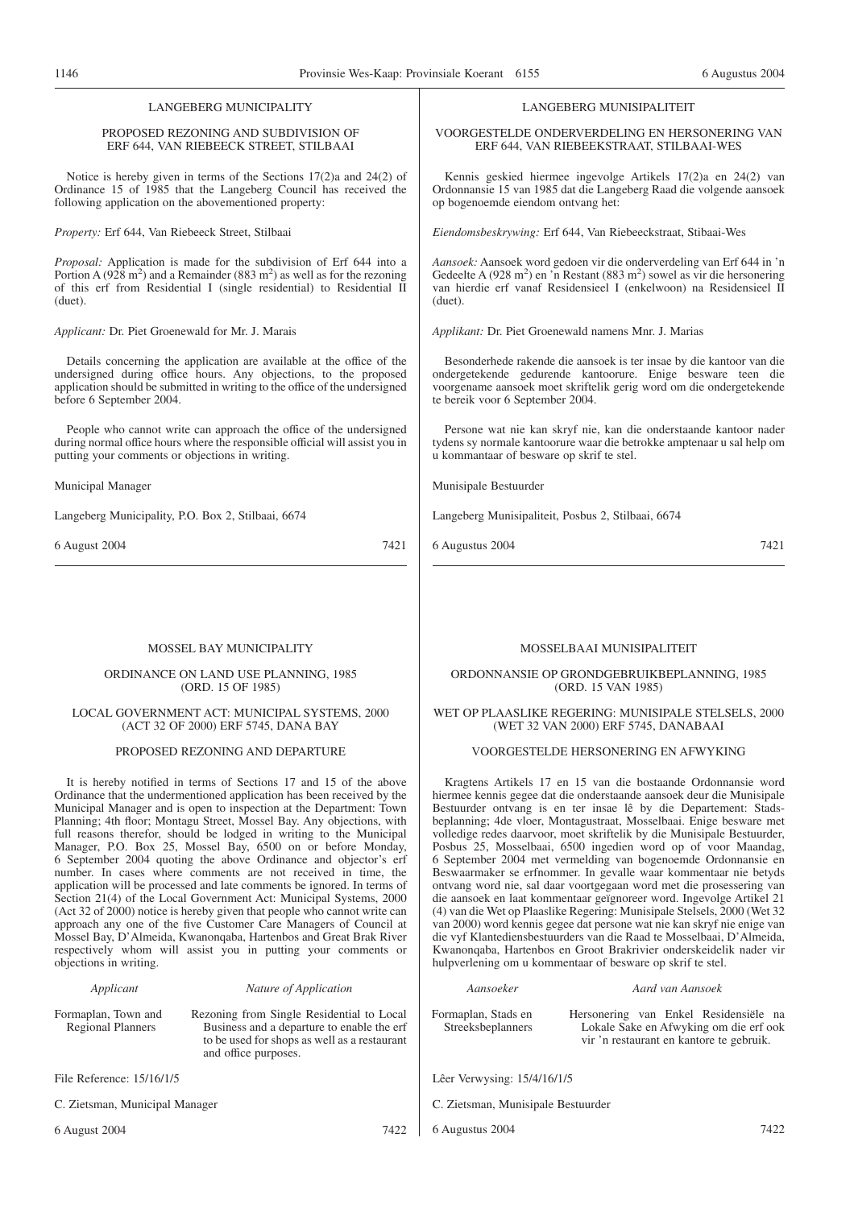LANGEBERG MUNICIPALITY

PROPOSED REZONING AND SUBDIVISION OF ERF 644, VAN RIEBEECK STREET, STILBAAI

Notice is hereby given in terms of the Sections 17(2)a and 24(2) of Ordinance 15 of 1985 that the Langeberg Council has received the following application on the abovementioned property:

*Property:* Erf 644, Van Riebeeck Street, Stilbaai

*Proposal:* Application is made for the subdivision of Erf 644 into a Portion A (928 $m^2$) and a Remainder (883 $m^2$) as well as for the rezoning of this erf from Residential I (single residential) to Residential II (duet).

*Applicant:* Dr. Piet Groenewald for Mr. J. Marais

Details concerning the application are available at the office of the undersigned during office hours. Any objections, to the proposed application should be submitted in writing to the office of the undersigned before 6 September 2004.

People who cannot write can approach the office of the undersigned during normal office hours where the responsible official will assist you in putting your comments or objections in writing.

Municipal Manager

Langeberg Municipality, P.O. Box 2, Stilbaai, 6674

6 August 2004 7421

---

LANGEBERG MUNISIPALITEIT

VOORGESTELDE ONDERVERDELING EN HERSONERING VAN ERF 644, VAN RIEBEEKSTRAAT, STILBAAI-WES

Kennis geskied hiermee ingevolge Artikels 17(2)a en 24(2) van Ordonnansie 15 van 1985 dat die Langeberg Raad die volgende aansoek op bogenoemde eiendom ontvang het:

*Eiendomsbeskrywing:* Erf 644, Van Riebeeckstraat, Stibaai-Wes

*Aansoek:* Aansoek word gedoen vir die onderverdeling van Erf 644 in 'n Gedeelte A (928 $m^2$) en 'n Restant (883 $m^2$) sowel as vir die hersonering van hierdie erf vanaf Residensieel I (enkelwoon) na Residensieel II (duet).

*Applikant:* Dr. Piet Groenewald namens Mnr. J. Marias

Besonderhede rakende die aansoek is ter insae by die kantoor van die ondergetekende gedurende kantoorure. Enige besware teen die voorgename aansoek moet skriftelik gerig word om die ondergetekende te bereik voor 6 September 2004.

Persone wat nie kan skryf nie, kan die onderstaande kantoor nader tydens sy normale kantoorure waar die betrokke amptenaar u sal help om u kommentaar of besware op skrif te stel.

Munisipale Bestuurder

Langeberg Munisipaliteit, Posbus 2, Stilbaai, 6674

6 Augustus 2004 7421

---

MOSSEL BAY MUNICIPALITY

ORDINANCE ON LAND USE PLANNING, 1985 (ORD. 15 OF 1985)

LOCAL GOVERNMENT ACT: MUNICIPAL SYSTEMS, 2000 (ACT 32 OF 2000) ERF 5745, DANA BAY

PROPOSED REZONING AND DEPARTURE

It is hereby notified in terms of Sections 17 and 15 of the above Ordinance that the undermentioned application has been received by the Municipal Manager and is open to inspection at the Department: Town Planning; 4th floor; Montagu Street, Mossel Bay. Any objections, with full reasons therefor, should be lodged in writing to the Municipal Manager, P.O. Box 25, Mossel Bay, 6500 on or before Monday, 6 September 2004 quoting the above Ordinance and objector's erf number. In cases where comments are not received in time, the application will be processed and late comments be ignored. In terms of Section 21(4) of the Local Government Act: Municipal Systems, 2000 (Act 32 of 2000) notice is hereby given that people who cannot write can approach any one of the five Customer Care Managers of Council at Mossel Bay, D'Almeida, Kwanonqaba, Hartenbos and Great Brak River respectively whom will assist you in putting your comments or objections in writing.

| *Applicant* | *Nature of Application* |
|---|---|
| Formaplan, Town and Regional Planners | Rezoning from Single Residential to Local Business and a departure to enable the erf to be used for shops as well as a restaurant and office purposes. |

File Reference: 15/16/1/5

C. Zietsman, Municipal Manager

6 August 2004 7422

---

MOSSELBAAI MUNISIPALITEIT

ORDONNANSIE OP GRONDGEBRUIKBEPLANNING, 1985 (ORD. 15 VAN 1985)

WET OP PLAASLIKE REGERING: MUNISIPALE STELSELS, 2000 (WET 32 VAN 2000) ERF 5745, DANABAAI

VOORGESTELDE HERSONERING EN AFWYKING

Kragtens Artikels 17 en 15 van die bostaande Ordonnansie word hiermee kennis gegee dat die onderstaande aansoek deur die Munisipale Bestuurder ontvang is en ter insae lê by die Departement: Stadsbeplanning; 4de vloer, Montagustraat, Mosselbaai. Enige besware met volledige redes daarvoor, moet skriftelik by die Munisipale Bestuurder, Posbus 25, Mosselbaai, 6500 ingedien word op of voor Maandag, 6 September 2004 met vermelding van bogenoemde Ordonnansie en Beswaarmaker se erfnommer. In gevalle waar kommentaar nie betyds ontvang word nie, sal daar voortgegaan word met die prosessering van die aansoek en laat kommentaar geïgnoreer word. Ingevolge Artikel 21 (4) van die Wet op Plaaslike Regering: Munisipale Stelsels, 2000 (Wet 32 van 2000) word kennis gegee dat persone wat nie kan skryf nie enige van die vyf Klantediensbestuurders van die Raad te Mosselbaai, D'Almeida, Kwanonqaba, Hartenbos en Groot Brakrivier onderskeidelik nader vir hulpverlening om u kommentaar of besware op skrif te stel.

| *Aansoeker* | *Aard van Aansoek* |
|---|---|
| Formaplan, Stads en Streeksbeplanners | Hersonering van Enkel Residensiële na Lokale Sake en Afwyking om die erf ook vir 'n restaurant en kantore te gebruik. |

Lêer Verwysing: 15/4/16/1/5

C. Zietsman, Munisipale Bestuurder

6 Augustus 2004 7422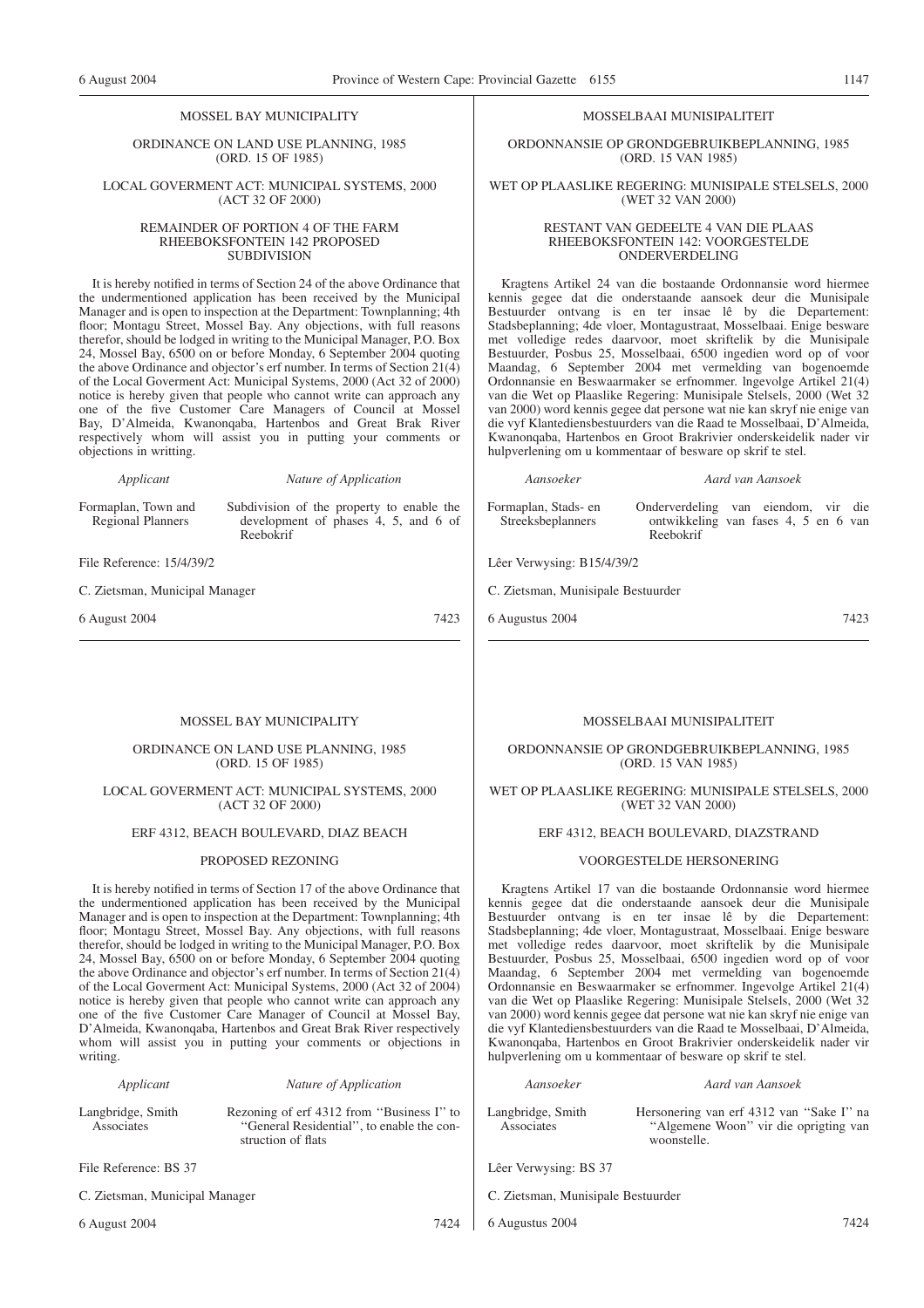## MOSSEL BAY MUNICIPALITY

ORDINANCE ON LAND USE PLANNING, 1985 (ORD. 15 OF 1985)

LOCAL GOVERMENT ACT: MUNICIPAL SYSTEMS, 2000 (ACT 32 OF 2000)

REMAINDER OF PORTION 4 OF THE FARM RHEEBOKSFONTEIN 142 PROPOSED SUBDIVISION

It is hereby notified in terms of Section 24 of the above Ordinance that the undermentioned application has been received by the Municipal Manager and is open to inspection at the Department: Townplanning; 4th floor; Montagu Street, Mossel Bay. Any objections, with full reasons therefor, should be lodged in writing to the Municipal Manager, P.O. Box 24, Mossel Bay, 6500 on or before Monday, 6 September 2004 quoting the above Ordinance and objector's erf number. In terms of Section 21(4) of the Local Goverment Act: Municipal Systems, 2000 (Act 32 of 2000) notice is hereby given that people who cannot write can approach any one of the five Customer Care Managers of Council at Mossel Bay, D'Almeida, Kwanonqaba, Hartenbos and Great Brak River respectively whom will assist you in putting your comments or objections in writting.

| *Applicant* | *Nature of Application* |
|---|---|
| Formaplan, Town and Regional Planners | Subdivision of the property to enable the development of phases 4, 5, and 6 of Reebokrif |

File Reference: 15/4/39/2

C. Zietsman, Municipal Manager

6 August 2004 7423

## MOSSELBAAI MUNISIPALITEIT

ORDONNANSIE OP GRONDGEBRUIKBEPLANNING, 1985 (ORD. 15 VAN 1985)

WET OP PLAASLIKE REGERING: MUNISIPALE STELSELS, 2000 (WET 32 VAN 2000)

RESTANT VAN GEDEELTE 4 VAN DIE PLAAS RHEEBOKSFONTEIN 142: VOORGESTELDE ONDERVERDELING

Kragtens Artikel 24 van die bostaande Ordonnansie word hiermee kennis gegee dat die onderstaande aansoek deur die Munisipale Bestuurder ontvang is en ter insae lê by die Departement: Stadsbeplanning; 4de vloer, Montagustraat, Mosselbaai. Enige besware met volledige redes daarvoor, moet skriftelik by die Munisipale Bestuurder, Posbus 25, Mosselbaai, 6500 ingedien word op of voor Maandag, 6 September 2004 met vermelding van bogenoemde Ordonnansie en Beswaarmaker se erfnommer. Ingevolge Artikel 21(4) van die Wet op Plaaslike Regering: Munisipale Stelsels, 2000 (Wet 32 van 2000) word kennis gegee dat persone wat nie kan skryf nie enige van die vyf Klantediensbestuurders van die Raad te Mosselbaai, D'Almeida, Kwanonqaba, Hartenbos en Groot Brakrivier onderskeidelik nader vir hulpverlening om u kommentaar of besware op skrif te stel.

| *Aansoeker* | *Aard van Aansoek* |
|---|---|
| Formaplan, Stads- en Streeksbeplanners | Onderverdeling van eiendom, vir die ontwikkeling van fases 4, 5 en 6 van Reebokrif |

Lêer Verwysing: B15/4/39/2

C. Zietsman, Munisipale Bestuurder

6 Augustus 2004 7423

## MOSSEL BAY MUNICIPALITY

ORDINANCE ON LAND USE PLANNING, 1985 (ORD. 15 OF 1985)

LOCAL GOVERMENT ACT: MUNICIPAL SYSTEMS, 2000 (ACT 32 OF 2000)

ERF 4312, BEACH BOULEVARD, DIAZ BEACH

PROPOSED REZONING

It is hereby notified in terms of Section 17 of the above Ordinance that the undermentioned application has been received by the Municipal Manager and is open to inspection at the Department: Townplanning; 4th floor; Montagu Street, Mossel Bay. Any objections, with full reasons therefor, should be lodged in writing to the Municipal Manager, P.O. Box 24, Mossel Bay, 6500 on or before Monday, 6 September 2004 quoting the above Ordinance and objector's erf number. In terms of Section 21(4) of the Local Goverment Act: Municipal Systems, 2000 (Act 32 of 2004) notice is hereby given that people who cannot write can approach any one of the five Customer Care Manager of Council at Mossel Bay, D'Almeida, Kwanonqaba, Hartenbos and Great Brak River respectively whom will assist you in putting your comments or objections in writing.

| *Applicant* | *Nature of Application* |
|---|---|
| Langbridge, Smith Associates | Rezoning of erf 4312 from ''Business I'' to ''General Residential'', to enable the construction of flats |

File Reference: BS 37

C. Zietsman, Municipal Manager

6 August 2004 7424

## MOSSELBAAI MUNISIPALITEIT

ORDONNANSIE OP GRONDGEBRUIKBEPLANNING, 1985 (ORD. 15 VAN 1985)

WET OP PLAASLIKE REGERING: MUNISIPALE STELSELS, 2000 (WET 32 VAN 2000)

ERF 4312, BEACH BOULEVARD, DIAZSTRAND

VOORGESTELDE HERSONERING

Kragtens Artikel 17 van die bostaande Ordonnansie word hiermee kennis gegee dat die onderstaande aansoek deur die Munisipale Bestuurder ontvang is en ter insae lê by die Departement: Stadsbeplanning; 4de vloer, Montagustraat, Mosselbaai. Enige besware met volledige redes daarvoor, moet skriftelik by die Munisipale Bestuurder, Posbus 25, Mosselbaai, 6500 ingedien word op of voor Maandag, 6 September 2004 met vermelding van bogenoemde Ordonnansie en Beswaarmaker se erfnommer. Ingevolge Artikel 21(4) van die Wet op Plaaslike Regering: Munisipale Stelsels, 2000 (Wet 32 van 2000) word kennis gegee dat persone wat nie kan skryf nie enige van die vyf Klantediensbestuurders van die Raad te Mosselbaai, D'Almeida, Kwanonqaba, Hartenbos en Groot Brakrivier onderskeidelik nader vir hulpverlening om u kommentaar of besware op skrif te stel.

| *Aansoeker* | *Aard van Aansoek* |
|---|---|
| Langbridge, Smith Associates | Hersonering van erf 4312 van ''Sake I'' na ''Algemene Woon'' vir die oprigting van woonstelle. |

Lêer Verwysing: BS 37

C. Zietsman, Munisipale Bestuurder

6 Augustus 2004 7424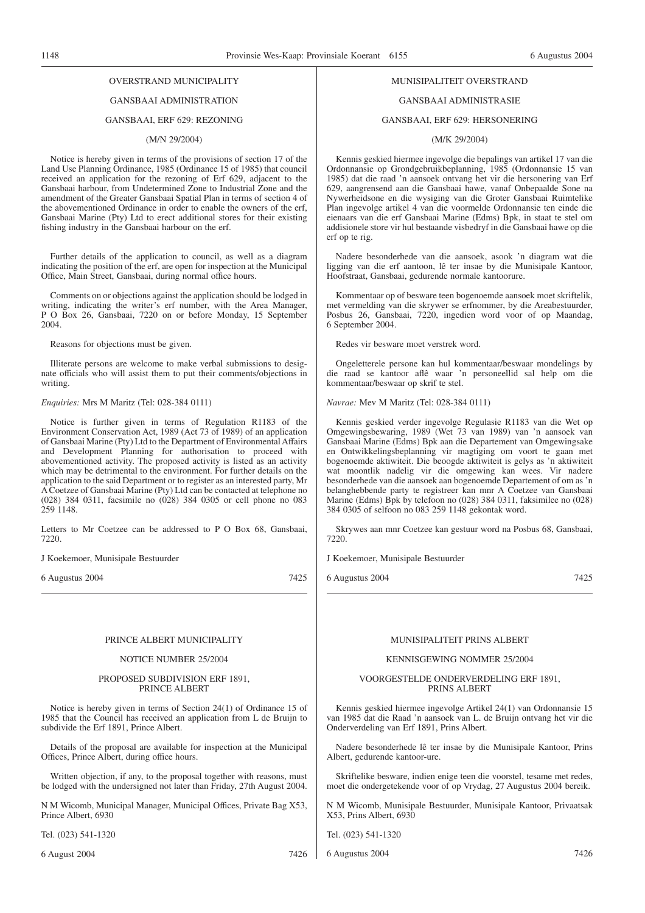OVERSTRAND MUNICIPALITY

GANSBAAI ADMINISTRATION

GANSBAAI, ERF 629: REZONING

(M/N 29/2004)

Notice is hereby given in terms of the provisions of section 17 of the Land Use Planning Ordinance, 1985 (Ordinance 15 of 1985) that council received an application for the rezoning of Erf 629, adjacent to the Gansbaai harbour, from Undetermined Zone to Industrial Zone and the amendment of the Greater Gansbaai Spatial Plan in terms of section 4 of the abovementioned Ordinance in order to enable the owners of the erf, Gansbaai Marine (Pty) Ltd to erect additional stores for their existing fishing industry in the Gansbaai harbour on the erf.

Further details of the application to council, as well as a diagram indicating the position of the erf, are open for inspection at the Municipal Office, Main Street, Gansbaai, during normal office hours.

Comments on or objections against the application should be lodged in writing, indicating the writer's erf number, with the Area Manager, P O Box 26, Gansbaai, 7220 on or before Monday, 15 September 2004.

Reasons for objections must be given.

Illiterate persons are welcome to make verbal submissions to designate officials who will assist them to put their comments/objections in writing.

*Enquiries:* Mrs M Maritz (Tel: 028-384 0111)

Notice is further given in terms of Regulation R1183 of the Environment Conservation Act, 1989 (Act 73 of 1989) of an application of Gansbaai Marine (Pty) Ltd to the Department of Environmental Affairs and Development Planning for authorisation to proceed with abovementioned activity. The proposed activity is listed as an activity which may be detrimental to the environment. For further details on the application to the said Department or to register as an interested party, Mr A Coetzee of Gansbaai Marine (Pty) Ltd can be contacted at telephone no (028) 384 0311, facsimile no (028) 384 0305 or cell phone no 083 259 1148.

Letters to Mr Coetzee can be addressed to P O Box 68, Gansbaai, 7220.

J Koekemoer, Munisipale Bestuurder

6 Augustus 2004 — 7425

MUNISIPALITEIT OVERSTRAND

GANSBAAI ADMINISTRASIE

GANSBAAI, ERF 629: HERSONERING

(M/K 29/2004)

Kennis geskied hiermee ingevolge die bepalings van artikel 17 van die Ordonnansie op Grondgebruikbeplanning, 1985 (Ordonnansie 15 van 1985) dat die raad 'n aansoek ontvang het vir die hersonering van Erf 629, aangrensend aan die Gansbaai hawe, vanaf Onbepaalde Sone na Nywerheidsone en die wysiging van die Groter Gansbaai Ruimtelike Plan ingevolge artikel 4 van die voormelde Ordonnansie ten einde die eienaars van die erf Gansbaai Marine (Edms) Bpk, in staat te stel om addisionele store vir hul bestaande visbedryf in die Gansbaai hawe op die erf op te rig.

Nadere besonderhede van die aansoek, asook 'n diagram wat die ligging van die erf aantoon, lê ter insae by die Munisipale Kantoor, Hoofstraat, Gansbaai, gedurende normale kantoorure.

Kommentaar op of besware teen bogenoemde aansoek moet skriftelik, met vermelding van die skrywer se erfnommer, by die Areabestuurder, Posbus 26, Gansbaai, 7220, ingedien word voor of op Maandag, 6 September 2004.

Redes vir besware moet verstrek word.

Ongeletterele persone kan hul kommentaar/beswaar mondelings by die raad se kantoor aflê waar 'n personeellid sal help om die kommentaar/beswaar op skrif te stel.

*Navrae:* Mev M Maritz (Tel: 028-384 0111)

Kennis geskied verder ingevolge Regulasie R1183 van die Wet op Omgewingsbewaring, 1989 (Wet 73 van 1989) van 'n aansoek van Gansbaai Marine (Edms) Bpk aan die Departement van Omgewingsake en Ontwikkelingsbeplanning vir magtiging om voort te gaan met bogenoemde aktiwiteit. Die beoogde aktiwiteit is gelys as 'n aktiwiteit wat moontlik nadelig vir die omgewing kan wees. Vir nadere besonderhede van die aansoek aan bogenoemde Departement of om as 'n belanghebbende party te registreer kan mnr A Coetzee van Gansbaai Marine (Edms) Bpk by telefoon no (028) 384 0311, faksimilee no (028) 384 0305 of selfoon no 083 259 1148 gekontak word.

Skrywes aan mnr Coetzee kan gestuur word na Posbus 68, Gansbaai, 7220.

J Koekemoer, Munisipale Bestuurder

6 Augustus 2004 — 7425

---

PRINCE ALBERT MUNICIPALITY

NOTICE NUMBER 25/2004

PROPOSED SUBDIVISION ERF 1891, PRINCE ALBERT

Notice is hereby given in terms of Section 24(1) of Ordinance 15 of 1985 that the Council has received an application from L de Bruijn to subdivide the Erf 1891, Prince Albert.

Details of the proposal are available for inspection at the Municipal Offices, Prince Albert, during office hours.

Written objection, if any, to the proposal together with reasons, must be lodged with the undersigned not later than Friday, 27th August 2004.

N M Wicomb, Municipal Manager, Municipal Offices, Private Bag X53, Prince Albert, 6930

Tel. (023) 541-1320

6 August 2004 — 7426

MUNISIPALITEIT PRINS ALBERT

KENNISGEWING NOMMER 25/2004

VOORGESTELDE ONDERVERDELING ERF 1891, PRINS ALBERT

Kennis geskied hiermee ingevolge Artikel 24(1) van Ordonnansie 15 van 1985 dat die Raad 'n aansoek van L. de Bruijn ontvang het vir die Onderverdeling van Erf 1891, Prins Albert.

Nadere besonderhede lê ter insae by die Munisipale Kantoor, Prins Albert, gedurende kantoor-ure.

Skriftelike besware, indien enige teen die voorstel, tesame met redes, moet die ondergetekende voor of op Vrydag, 27 Augustus 2004 bereik.

N M Wicomb, Munisipale Bestuurder, Munisipale Kantoor, Privaatsak X53, Prins Albert, 6930

Tel. (023) 541-1320

6 Augustus 2004 — 7426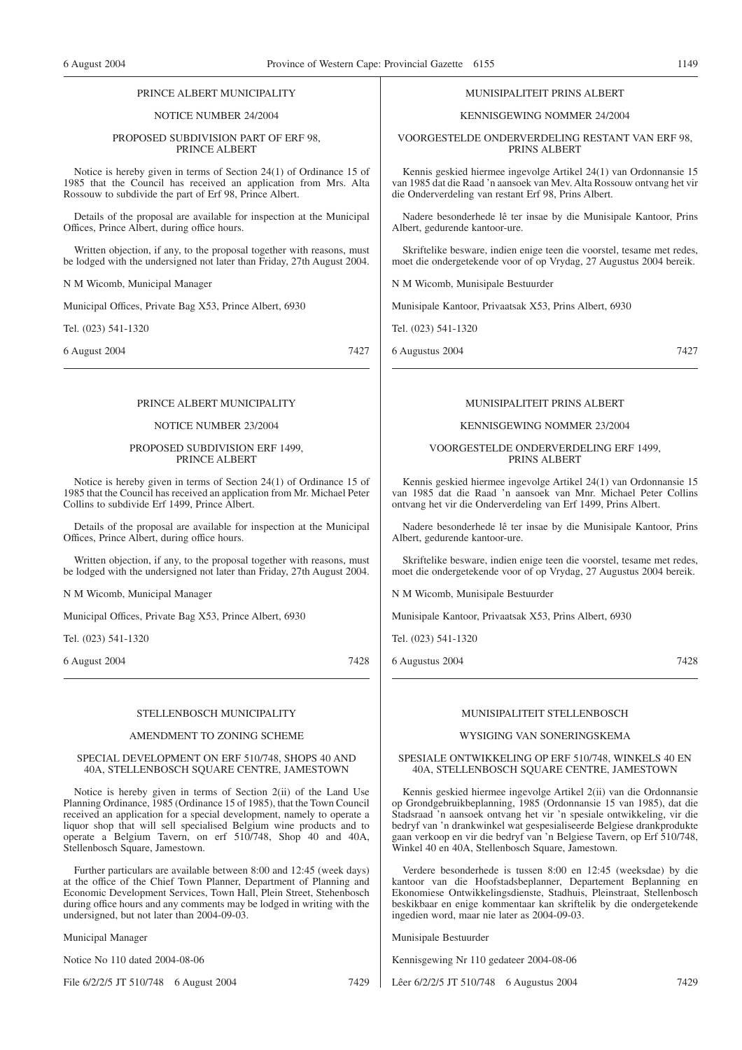PRINCE ALBERT MUNICIPALITY

NOTICE NUMBER 24/2004

PROPOSED SUBDIVISION PART OF ERF 98, PRINCE ALBERT

Notice is hereby given in terms of Section 24(1) of Ordinance 15 of 1985 that the Council has received an application from Mrs. Alta Rossouw to subdivide the part of Erf 98, Prince Albert.

Details of the proposal are available for inspection at the Municipal Offices, Prince Albert, during office hours.

Written objection, if any, to the proposal together with reasons, must be lodged with the undersigned not later than Friday, 27th August 2004.

N M Wicomb, Municipal Manager

Municipal Offices, Private Bag X53, Prince Albert, 6930

Tel. (023) 541-1320

6 August 2004 7427

---

MUNISIPALITEIT PRINS ALBERT

KENNISGEWING NOMMER 24/2004

VOORGESTELDE ONDERVERDELING RESTANT VAN ERF 98, PRINS ALBERT

Kennis geskied hiermee ingevolge Artikel 24(1) van Ordonnansie 15 van 1985 dat die Raad 'n aansoek van Mev. Alta Rossouw ontvang het vir die Onderverdeling van restant Erf 98, Prins Albert.

Nadere besonderhede lê ter insae by die Munisipale Kantoor, Prins Albert, gedurende kantoor-ure.

Skriftelike besware, indien enige teen die voorstel, tesame met redes, moet die ondergetekende voor of op Vrydag, 27 Augustus 2004 bereik.

N M Wicomb, Munisipale Bestuurder

Munisipale Kantoor, Privaatsak X53, Prins Albert, 6930

Tel. (023) 541-1320

6 Augustus 2004 7427

---

PRINCE ALBERT MUNICIPALITY

NOTICE NUMBER 23/2004

PROPOSED SUBDIVISION ERF 1499, PRINCE ALBERT

Notice is hereby given in terms of Section 24(1) of Ordinance 15 of 1985 that the Council has received an application from Mr. Michael Peter Collins to subdivide Erf 1499, Prince Albert.

Details of the proposal are available for inspection at the Municipal Offices, Prince Albert, during office hours.

Written objection, if any, to the proposal together with reasons, must be lodged with the undersigned not later than Friday, 27th August 2004.

N M Wicomb, Municipal Manager

Municipal Offices, Private Bag X53, Prince Albert, 6930

Tel. (023) 541-1320

6 August 2004 7428

---

MUNISIPALITEIT PRINS ALBERT

KENNISGEWING NOMMER 23/2004

VOORGESTELDE ONDERVERDELING ERF 1499, PRINS ALBERT

Kennis geskied hiermee ingevolge Artikel 24(1) van Ordonnansie 15 van 1985 dat die Raad 'n aansoek van Mnr. Michael Peter Collins ontvang het vir die Onderverdeling van Erf 1499, Prins Albert.

Nadere besonderhede lê ter insae by die Munisipale Kantoor, Prins Albert, gedurende kantoor-ure.

Skriftelike besware, indien enige teen die voorstel, tesame met redes, moet die ondergetekende voor of op Vrydag, 27 Augustus 2004 bereik.

N M Wicomb, Munisipale Bestuurder

Munisipale Kantoor, Privaatsak X53, Prins Albert, 6930

Tel. (023) 541-1320

6 Augustus 2004 7428

---

STELLENBOSCH MUNICIPALITY

AMENDMENT TO ZONING SCHEME

SPECIAL DEVELOPMENT ON ERF 510/748, SHOPS 40 AND 40A, STELLENBOSCH SQUARE CENTRE, JAMESTOWN

Notice is hereby given in terms of Section 2(ii) of the Land Use Planning Ordinance, 1985 (Ordinance 15 of 1985), that the Town Council received an application for a special development, namely to operate a liquor shop that will sell specialised Belgium wine products and to operate a Belgium Tavern, on erf 510/748, Shop 40 and 40A, Stellenbosch Square, Jamestown.

Further particulars are available between 8:00 and 12:45 (week days) at the office of the Chief Town Planner, Department of Planning and Economic Development Services, Town Hall, Plein Street, Stehenbosch during office hours and any comments may be lodged in writing with the undersigned, but not later than 2004-09-03.

Municipal Manager

Notice No 110 dated 2004-08-06

File 6/2/2/5 JT 510/748 6 August 2004 7429

---

MUNISIPALITEIT STELLENBOSCH

WYSIGING VAN SONERINGSKEMA

SPESIALE ONTWIKKELING OP ERF 510/748, WINKELS 40 EN 40A, STELLENBOSCH SQUARE CENTRE, JAMESTOWN

Kennis geskied hiermee ingevolge Artikel 2(ii) van die Ordonnansie op Grondgebruikbeplanning, 1985 (Ordonnansie 15 van 1985), dat die Stadsraad 'n aansoek ontvang het vir 'n spesiale ontwikkeling, vir die bedryf van 'n drankwinkel wat gespesialiseerde Belgiese drankprodukte gaan verkoop en vir die bedryf van 'n Belgiese Tavern, op Erf 510/748, Winkel 40 en 40A, Stellenbosch Square, Jamestown.

Verdere besonderhede is tussen 8:00 en 12:45 (weeksdae) by die kantoor van die Hoofstadsbeplanner, Departement Beplanning en Ekonomiese Ontwikkelingsdienste, Stadhuis, Pleinstraat, Stellenbosch beskikbaar en enige kommentaar kan skriftelik by die ondergetekende ingedien word, maar nie later as 2004-09-03.

Munisipale Bestuurder

Kennisgewing Nr 110 gedateer 2004-08-06

Lêer 6/2/2/5 JT 510/748 6 Augustus 2004 7429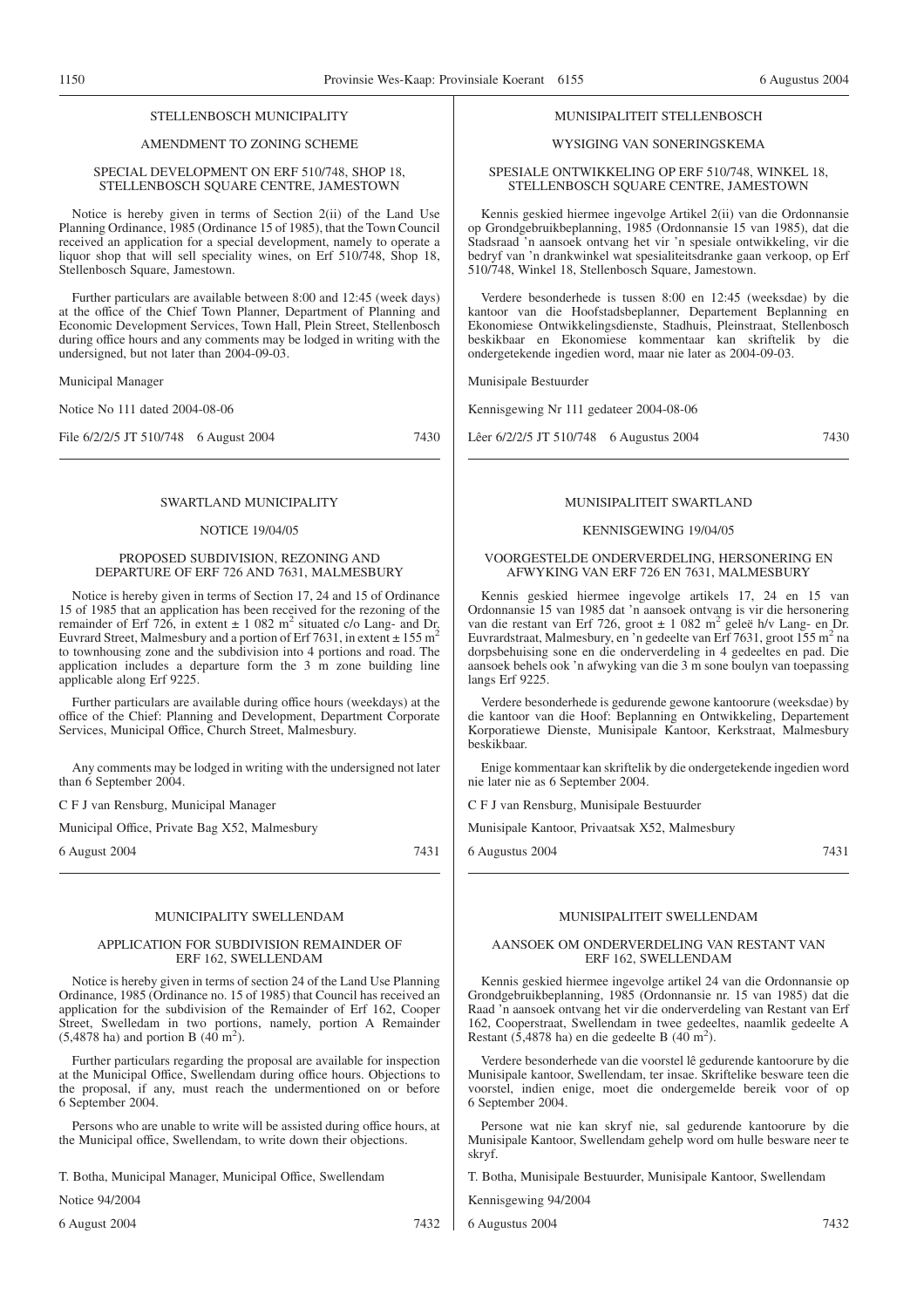## STELLENBOSCH MUNICIPALITY

### AMENDMENT TO ZONING SCHEME

### SPECIAL DEVELOPMENT ON ERF 510/748, SHOP 18, STELLENBOSCH SQUARE CENTRE, JAMESTOWN

Notice is hereby given in terms of Section 2(ii) of the Land Use Planning Ordinance, 1985 (Ordinance 15 of 1985), that the Town Council received an application for a special development, namely to operate a liquor shop that will sell speciality wines, on Erf 510/748, Shop 18, Stellenbosch Square, Jamestown.

Further particulars are available between 8:00 and 12:45 (week days) at the office of the Chief Town Planner, Department of Planning and Economic Development Services, Town Hall, Plein Street, Stellenbosch during office hours and any comments may be lodged in writing with the undersigned, but not later than 2004-09-03.

Municipal Manager

Notice No 111 dated 2004-08-06

File 6/2/2/5 JT 510/748 6 August 2004 7430

---

## MUNISIPALITEIT STELLENBOSCH

### WYSIGING VAN SONERINGSKEMA

### SPESIALE ONTWIKKELING OP ERF 510/748, WINKEL 18, STELLENBOSCH SQUARE CENTRE, JAMESTOWN

Kennis geskied hiermee ingevolge Artikel 2(ii) van die Ordonnansie op Grondgebruikbeplanning, 1985 (Ordonnansie 15 van 1985), dat die Stadsraad 'n aansoek ontvang het vir 'n spesiale ontwikkeling, vir die bedryf van 'n drankwinkel wat spesialiteitsdranke gaan verkoop, op Erf 510/748, Winkel 18, Stellenbosch Square, Jamestown.

Verdere besonderhede is tussen 8:00 en 12:45 (weeksdae) by die kantoor van die Hoofstadsbeplanner, Departement Beplanning en Ekonomiese Ontwikkelingsdienste, Stadhuis, Pleinstraat, Stellenbosch beskikbaar en Ekonomiese kommentaar kan skriftelik by die ondergetekende ingedien word, maar nie later as 2004-09-03.

Munisipale Bestuurder

Kennisgewing Nr 111 gedateer 2004-08-06

Lêer 6/2/2/5 JT 510/748 6 Augustus 2004 7430

---

## SWARTLAND MUNICIPALITY

### NOTICE 19/04/05

### PROPOSED SUBDIVISION, REZONING AND DEPARTURE OF ERF 726 AND 7631, MALMESBURY

Notice is hereby given in terms of Section 17, 24 and 15 of Ordinance 15 of 1985 that an application has been received for the rezoning of the remainder of Erf 726, in extent ± 1 082 m$^2$ situated c/o Lang- and Dr. Euvrard Street, Malmesbury and a portion of Erf 7631, in extent ± 155 m$^2$ to townhousing zone and the subdivision into 4 portions and road. The application includes a departure form the 3 m zone building line applicable along Erf 9225.

Further particulars are available during office hours (weekdays) at the office of the Chief: Planning and Development, Department Corporate Services, Municipal Office, Church Street, Malmesbury.

Any comments may be lodged in writing with the undersigned not later than 6 September 2004.

C F J van Rensburg, Municipal Manager

Municipal Office, Private Bag X52, Malmesbury

6 August 2004 7431

---

## MUNISIPALITEIT SWARTLAND

### KENNISGEWING 19/04/05

### VOORGESTELDE ONDERVERDELING, HERSONERING EN AFWYKING VAN ERF 726 EN 7631, MALMESBURY

Kennis geskied hiermee ingevolge artikels 17, 24 en 15 van Ordonnansie 15 van 1985 dat 'n aansoek ontvang is vir die hersonering van die restant van Erf 726, groot ± 1 082 m$^2$ geleë h/v Lang- en Dr. Euvrardstraat, Malmesbury, en 'n gedeelte van Erf 7631, groot 155 m$^2$ na dorpsbehuising sone en die onderverdeling in 4 gedeeltes en pad. Die aansoek behels ook 'n afwyking van die 3 m sone boulyn van toepassing langs Erf 9225.

Verdere besonderhede is gedurende gewone kantoorure (weeksdae) by die kantoor van die Hoof: Beplanning en Ontwikkeling, Departement Korporatiewe Dienste, Munisipale Kantoor, Kerkstraat, Malmesbury beskikbaar.

Enige kommentaar kan skriftelik by die ondergetekende ingedien word nie later nie as 6 September 2004.

C F J van Rensburg, Munisipale Bestuurder

Munisipale Kantoor, Privaatsak X52, Malmesbury

6 Augustus 2004 7431

---

## MUNICIPALITY SWELLENDAM

### APPLICATION FOR SUBDIVISION REMAINDER OF ERF 162, SWELLENDAM

Notice is hereby given in terms of section 24 of the Land Use Planning Ordinance, 1985 (Ordinance no. 15 of 1985) that Council has received an application for the subdivision of the Remainder of Erf 162, Cooper Street, Swelledam in two portions, namely, portion A Remainder (5,4878 ha) and portion B (40 m$^2$).

Further particulars regarding the proposal are available for inspection at the Municipal Office, Swellendam during office hours. Objections to the proposal, if any, must reach the undermentioned on or before 6 September 2004.

Persons who are unable to write will be assisted during office hours, at the Municipal office, Swellendam, to write down their objections.

T. Botha, Municipal Manager, Municipal Office, Swellendam

Notice 94/2004

6 August 2004 7432

---

## MUNISIPALITEIT SWELLENDAM

### AANSOEK OM ONDERVERDELING VAN RESTANT VAN ERF 162, SWELLENDAM

Kennis geskied hiermee ingevolge artikel 24 van die Ordonnansie op Grondgebruikbeplanning, 1985 (Ordonnansie nr. 15 van 1985) dat die Raad 'n aansoek ontvang het vir die onderverdeling van Restant van Erf 162, Cooperstraat, Swellendam in twee gedeeltes, naamlik gedeelte A Restant (5,4878 ha) en die gedeelte B (40 m$^2$).

Verdere besonderhede van die voorstel lê gedurende kantoorure by die Munisipale kantoor, Swellendam, ter insae. Skriftelike besware teen die voorstel, indien enige, moet die ondergemelde bereik voor of op 6 September 2004.

Persone wat nie kan skryf nie, sal gedurende kantoorure by die Munisipale Kantoor, Swellendam gehelp word om hulle besware neer te skryf.

T. Botha, Munisipale Bestuurder, Munisipale Kantoor, Swellendam

Kennisgewing 94/2004

6 Augustus 2004 7432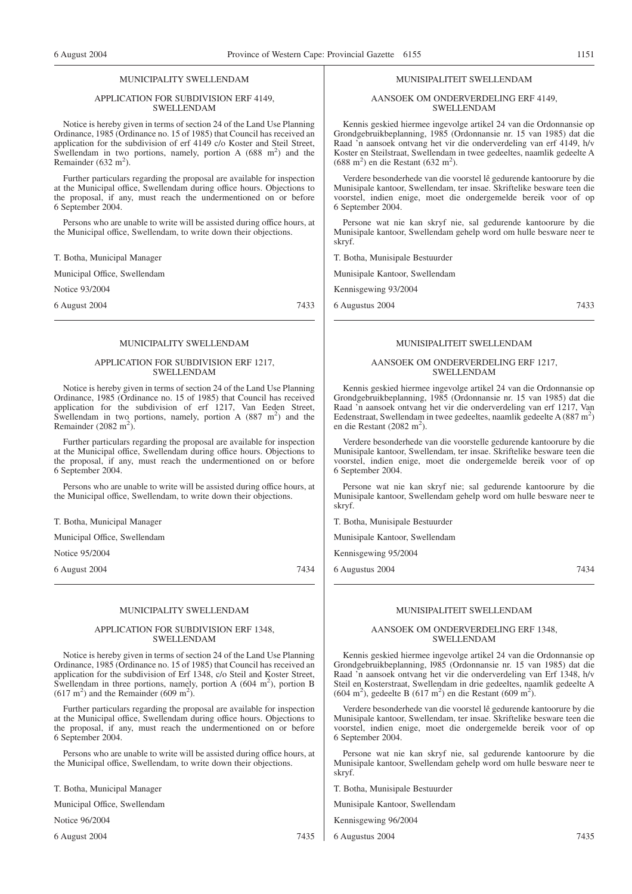## MUNICIPALITY SWELLENDAM

### APPLICATION FOR SUBDIVISION ERF 4149, SWELLENDAM

Notice is hereby given in terms of section 24 of the Land Use Planning Ordinance, 1985 (Ordinance no. 15 of 1985) that Council has received an application for the subdivision of erf 4149 c/o Koster and Steil Street, Swellendam in two portions, namely, portion A (688 $m^2$) and the Remainder (632 $m^2$).

Further particulars regarding the proposal are available for inspection at the Municipal office, Swellendam during office hours. Objections to the proposal, if any, must reach the undermentioned on or before 6 September 2004.

Persons who are unable to write will be assisted during office hours, at the Municipal office, Swellendam, to write down their objections.

T. Botha, Municipal Manager

Municipal Office, Swellendam

Notice 93/2004

6 August 2004 7433

---

## MUNISIPALITEIT SWELLENDAM

### AANSOEK OM ONDERVERDELING ERF 4149, SWELLENDAM

Kennis geskied hiermee ingevolge artikel 24 van die Ordonnansie op Grondgebruikbeplanning, 1985 (Ordonnansie nr. 15 van 1985) dat die Raad 'n aansoek ontvang het vir die onderverdeling van erf 4149, h/v Koster en Steilstraat, Swellendam in twee gedeeltes, naamlik gedeelte A (688 $m^2$) en die Restant (632 $m^2$).

Verdere besonderhede van die voorstel lê gedurende kantoorure by die Munisipale kantoor, Swellendam, ter insae. Skriftelike besware teen die voorstel, indien enige, moet die ondergemelde bereik voor of op 6 September 2004.

Persone wat nie kan skryf nie, sal gedurende kantoorure by die Munisipale kantoor, Swellendam gehelp word om hulle besware neer te skryf.

T. Botha, Munisipale Bestuurder

Munisipale Kantoor, Swellendam

Kennisgewing 93/2004

6 Augustus 2004 7433

---

## MUNICIPALITY SWELLENDAM

### APPLICATION FOR SUBDIVISION ERF 1217, SWELLENDAM

Notice is hereby given in terms of section 24 of the Land Use Planning Ordinance, 1985 (Ordinance no. 15 of 1985) that Council has received application for the subdivision of erf 1217, Van Eeden Street, Swellendam in two portions, namely, portion A (887 $m^2$) and the Remainder (2082 $m^2$).

Further particulars regarding the proposal are available for inspection at the Municipal office, Swellendam during office hours. Objections to the proposal, if any, must reach the undermentioned on or before 6 September 2004.

Persons who are unable to write will be assisted during office hours, at the Municipal office, Swellendam, to write down their objections.

T. Botha, Municipal Manager

Municipal Office, Swellendam

Notice 95/2004

6 August 2004 7434

---

## MUNISIPALITEIT SWELLENDAM

### AANSOEK OM ONDERVERDELING ERF 1217, SWELLENDAM

Kennis geskied hiermee ingevolge artikel 24 van die Ordonnansie op Grondgebruikbeplanning, 1985 (Ordonnansie nr. 15 van 1985) dat die Raad 'n aansoek ontvang het vir die onderverdeling van erf 1217, Van Eedenstraat, Swellendam in twee gedeeltes, naamlik gedeelte A (887 $m^2$) en die Restant (2082 $m^2$).

Verdere besonderhede van die voorstelle gedurende kantoorure by die Munisipale kantoor, Swellendam, ter insae. Skriftelike besware teen die voorstel, indien enige, moet die ondergemelde bereik voor of op 6 September 2004.

Persone wat nie kan skryf nie; sal gedurende kantoorure by die Munisipale kantoor, Swellendam gehelp word om hulle besware neer te skryf.

T. Botha, Munisipale Bestuurder

Munisipale Kantoor, Swellendam

Kennisgewing 95/2004

6 Augustus 2004 7434

---

## MUNICIPALITY SWELLENDAM

### APPLICATION FOR SUBDIVISION ERF 1348, SWELLENDAM

Notice is hereby given in terms of section 24 of the Land Use Planning Ordinance, 1985 (Ordinance no. 15 of 1985) that Council has received an application for the subdivision of Erf 1348, c/o Steil and Koster Street, Swellendam in three portions, namely, portion A (604 $m^2$), portion B (617 $m^2$) and the Remainder (609 $m^2$).

Further particulars regarding the proposal are available for inspection at the Municipal office, Swellendam during office hours. Objections to the proposal, if any, must reach the undermentioned on or before 6 September 2004.

Persons who are unable to write will be assisted during office hours, at the Municipal office, Swellendam, to write down their objections.

T. Botha, Municipal Manager

Municipal Office, Swellendam

Notice 96/2004

6 August 2004 7435

---

## MUNISIPALITEIT SWELLENDAM

### AANSOEK OM ONDERVERDELING ERF 1348, SWELLENDAM

Kennis geskied hiermee ingevolge artikel 24 van die Ordonnansie op Grondgebruikbeplanning, l985 (Ordonnansie nr. 15 van 1985) dat die Raad 'n aansoek ontvang het vir die onderverdeling van Erf 1348, h/v Steil en Kosterstraat, Swellendam in drie gedeeltes, naamlik gedeelte A (604 $m^2$), gedeelte B (617 $m^2$) en die Restant (609 $m^2$).

Verdere besonderhede van die voorstel lê gedurende kantoorure by die Munisipale kantoor, Swellendam, ter insae. Skriftelike besware teen die voorstel, indien enige, moet die ondergemelde bereik voor of op 6 September 2004.

Persone wat nie kan skryf nie, sal gedurende kantoorure by die Munisipale kantoor, Swellendam gehelp word om hulle besware neer te skryf.

T. Botha, Munisipale Bestuurder

Munisipale Kantoor, Swellendam

Kennisgewing 96/2004

6 Augustus 2004 7435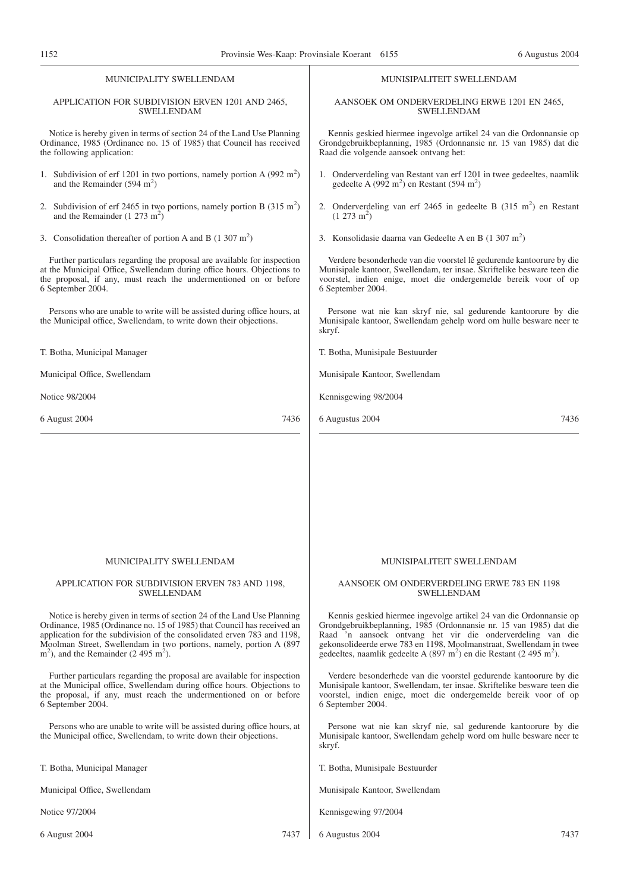## MUNICIPALITY SWELLENDAM

### APPLICATION FOR SUBDIVISION ERVEN 1201 AND 2465, SWELLENDAM

Notice is hereby given in terms of section 24 of the Land Use Planning Ordinance, 1985 (Ordinance no. 15 of 1985) that Council has received the following application:

1. Subdivision of erf 1201 in two portions, namely portion A (992 $m^2$) and the Remainder (594 $m^2$)
2. Subdivision of erf 2465 in two portions, namely portion B (315 $m^2$) and the Remainder (1 273 $m^2$)
3. Consolidation thereafter of portion A and B (1 307 $m^2$)

Further particulars regarding the proposal are available for inspection at the Municipal Office, Swellendam during office hours. Objections to the proposal, if any, must reach the undermentioned on or before 6 September 2004.

Persons who are unable to write will be assisted during office hours, at the Municipal office, Swellendam, to write down their objections.

T. Botha, Municipal Manager

Municipal Office, Swellendam

Notice 98/2004

6 August 2004 7436

## MUNISIPALITEIT SWELLENDAM

### AANSOEK OM ONDERVERDELING ERWE 1201 EN 2465, SWELLENDAM

Kennis geskied hiermee ingevolge artikel 24 van die Ordonnansie op Grondgebruikbeplanning, 1985 (Ordonnansie nr. 15 van 1985) dat die Raad die volgende aansoek ontvang het:

1. Onderverdeling van Restant van erf 1201 in twee gedeeltes, naamlik gedeelte A (992 $m^2$) en Restant (594 $m^2$)
2. Onderverdeling van erf 2465 in gedeelte B (315 $m^2$) en Restant (1 273 $m^2$)
3. Konsolidasie daarna van Gedeelte A en B (1 307 $m^2$)

Verdere besonderhede van die voorstel lê gedurende kantoorure by die Munisipale kantoor, Swellendam, ter insae. Skriftelike besware teen die voorstel, indien enige, moet die ondergemelde bereik voor of op 6 September 2004.

Persone wat nie kan skryf nie, sal gedurende kantoorure by die Munisipale kantoor, Swellendam gehelp word om hulle besware neer te skryf.

T. Botha, Munisipale Bestuurder

Munisipale Kantoor, Swellendam

Kennisgewing 98/2004

6 Augustus 2004 7436

## MUNICIPALITY SWELLENDAM

### APPLICATION FOR SUBDIVISION ERVEN 783 AND 1198, SWELLENDAM

Notice is hereby given in terms of section 24 of the Land Use Planning Ordinance, 1985 (Ordinance no. 15 of 1985) that Council has received an application for the subdivision of the consolidated erven 783 and 1198, Moolman Street, Swellendam in two portions, namely, portion A (897 $m^2$), and the Remainder (2 495 $m^2$).

Further particulars regarding the proposal are available for inspection at the Municipal office, Swellendam during office hours. Objections to the proposal, if any, must reach the undermentioned on or before 6 September 2004.

Persons who are unable to write will be assisted during office hours, at the Municipal office, Swellendam, to write down their objections.

T. Botha, Municipal Manager

Municipal Office, Swellendam

Notice 97/2004

6 August 2004 7437

## MUNISIPALITEIT SWELLENDAM

### AANSOEK OM ONDERVERDELING ERWE 783 EN 1198 SWELLENDAM

Kennis geskied hiermee ingevolge artikel 24 van die Ordonnansie op Grondgebruikbeplanning, 1985 (Ordonnansie nr. 15 van 1985) dat die Raad 'n aansoek ontvang het vir die onderverdeling van die gekonsolideerde erwe 783 en 1198, Moolmanstraat, Swellendam in twee gedeeltes, naamlik gedeelte A (897 $m^2$) en die Restant (2 495 $m^2$).

Verdere besonderhede van die voorstel gedurende kantoorure by die Munisipale kantoor, Swellendam, ter insae. Skriftelike besware teen die voorstel, indien enige, moet die ondergemelde bereik voor of op 6 September 2004.

Persone wat nie kan skryf nie, sal gedurende kantoorure by die Munisipale kantoor, Swellendam gehelp word om hulle besware neer te skryf.

T. Botha, Munisipale Bestuurder

Munisipale Kantoor, Swellendam

Kennisgewing 97/2004

6 Augustus 2004 7437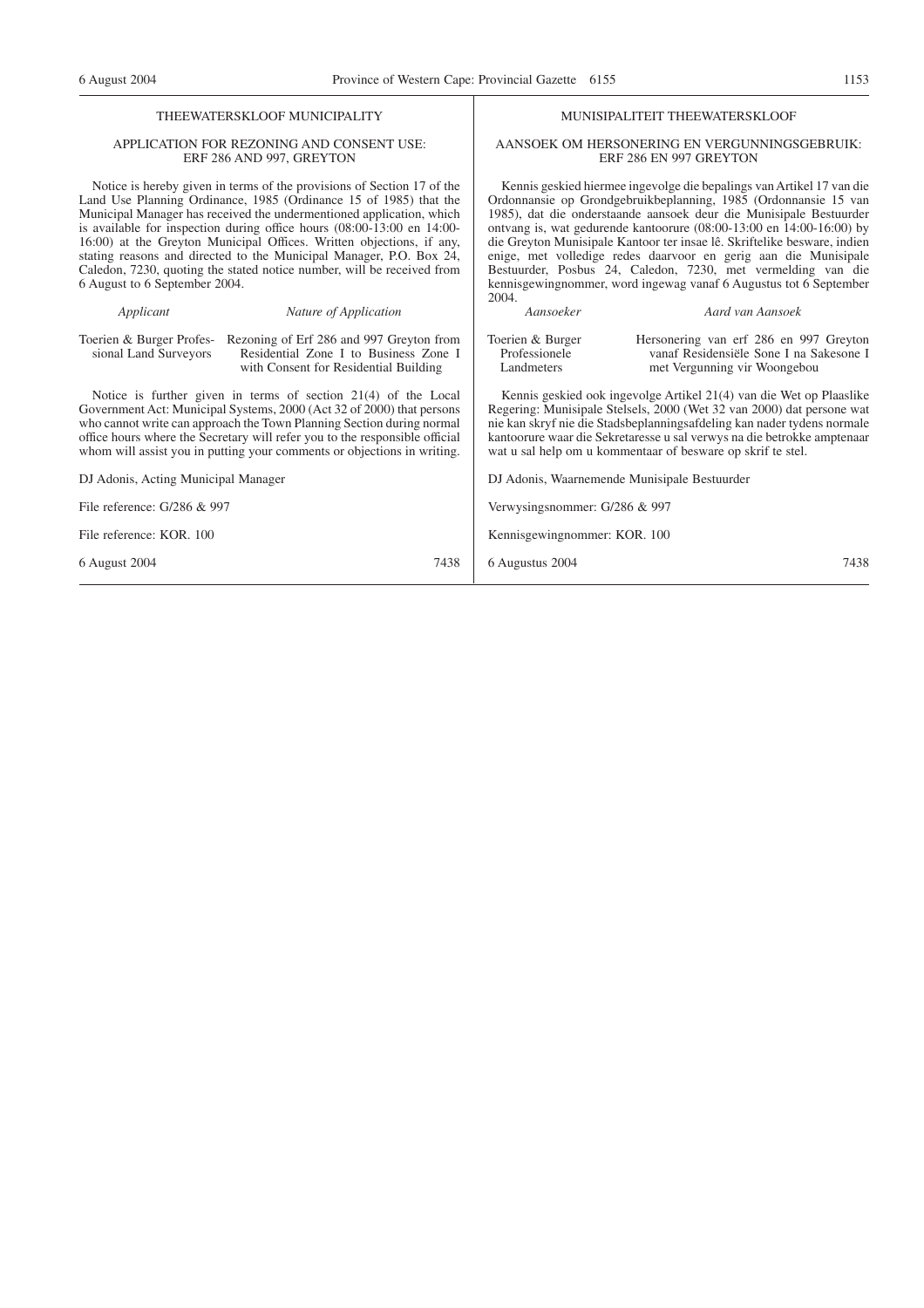## THEEWATERSKLOOF MUNICIPALITY

### APPLICATION FOR REZONING AND CONSENT USE: ERF 286 AND 997, GREYTON

Notice is hereby given in terms of the provisions of Section 17 of the Land Use Planning Ordinance, 1985 (Ordinance 15 of 1985) that the Municipal Manager has received the undermentioned application, which is available for inspection during office hours (08:00-13:00 and 14:00-16:00) at the Greyton Municipal Offices. Written objections, if any, stating reasons and directed to the Municipal Manager, P.O. Box 24, Caledon, 7230, quoting the stated notice number, will be received from 6 August to 6 September 2004.

| *Applicant* | *Nature of Application* |
|---|---|
| Toerien & Burger Professional Land Surveyors | Rezoning of Erf 286 and 997 Greyton from Residential Zone I to Business Zone I with Consent for Residential Building |

Notice is further given in terms of section 21(4) of the Local Government Act: Municipal Systems, 2000 (Act 32 of 2000) that persons who cannot write can approach the Town Planning Section during normal office hours where the Secretary will refer you to the responsible official whom will assist you in putting your comments or objections in writing.

DJ Adonis, Acting Municipal Manager

File reference: G/286 & 997

File reference: KOR. 100

6 August 2004 — 7438

## MUNISIPALITEIT THEEWATERSKLOOF

### AANSOEK OM HERSONERING EN VERGUNNINGSGEBRUIK: ERF 286 EN 997 GREYTON

Kennis geskied hiermee ingevolge die bepalings van Artikel 17 van die Ordonnansie op Grondgebruikbeplanning, 1985 (Ordonnansie 15 van 1985), dat die onderstaande aansoek deur die Munisipale Bestuurder ontvang is, wat gedurende kantoorure (08:00-13:00 en 14:00-16:00) by die Greyton Munisipale Kantoor ter insae lê. Skriftelike besware, indien enige, met volledige redes daarvoor en gerig aan die Munisipale Bestuurder, Posbus 24, Caledon, 7230, met vermelding van die kennisgewingnommer, word ingewag vanaf 6 Augustus tot 6 September 2004.

| *Aansoeker* | *Aard van Aansoek* |
|---|---|
| Toerien & Burger Professionele Landmeters | Hersonering van erf 286 en 997 Greyton vanaf Residensiële Sone I na Sakesone I met Vergunning vir Woongebou |

Kennis geskied ook ingevolge Artikel 21(4) van die Wet op Plaaslike Regering: Munisipale Stelsels, 2000 (Wet 32 van 2000) dat persone wat nie kan skryf nie die Stadsbeplanningsafdeling kan nader tydens normale kantoorure waar die Sekretaresse u sal verwys na die betrokke amptenaar wat u sal help om u kommentaar of besware op skrif te stel.

DJ Adonis, Waarnemende Munisipale Bestuurder

Verwysingsnommer: G/286 & 997

Kennisgewingnommer: KOR. 100

6 Augustus 2004 — 7438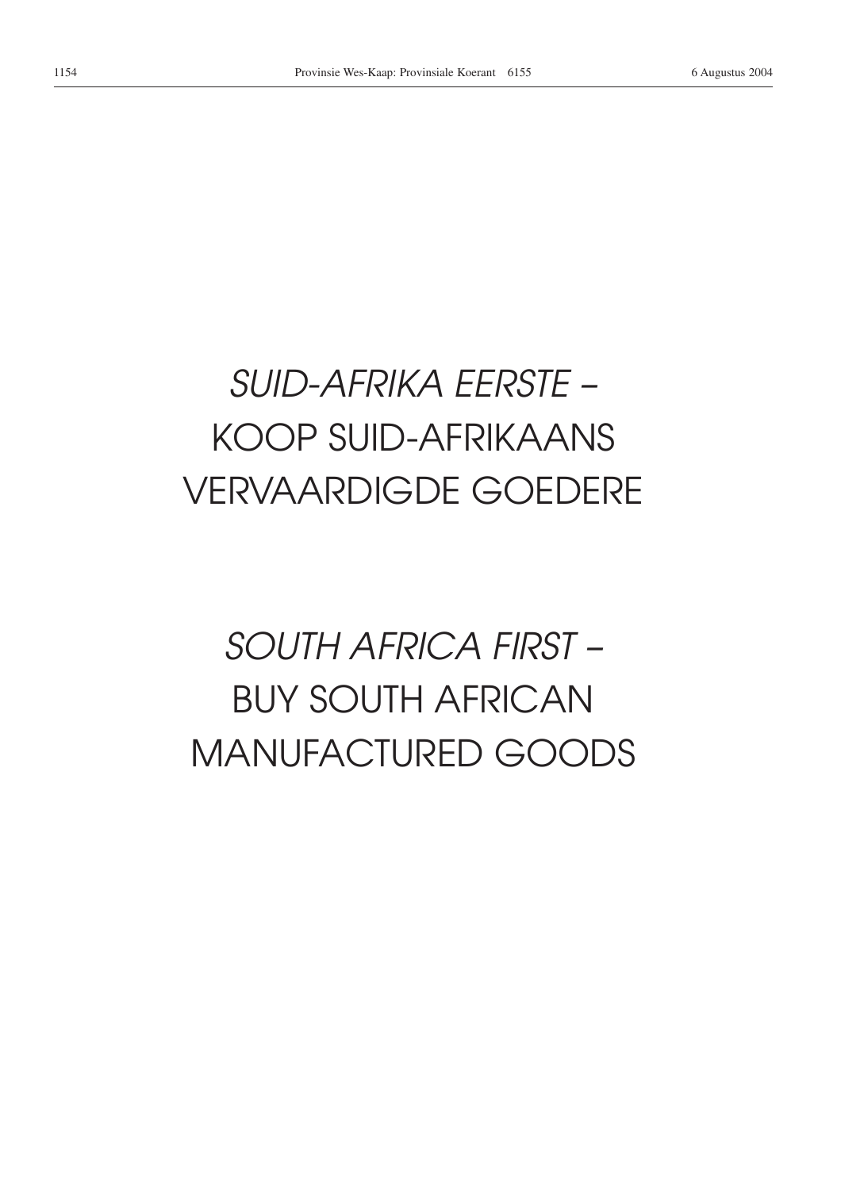*SUID-AFRIKA EERSTE –*
KOOP SUID-AFRIKAANS
VERVAARDIGDE GOEDERE

*SOUTH AFRICA FIRST –*
BUY SOUTH AFRICAN
MANUFACTURED GOODS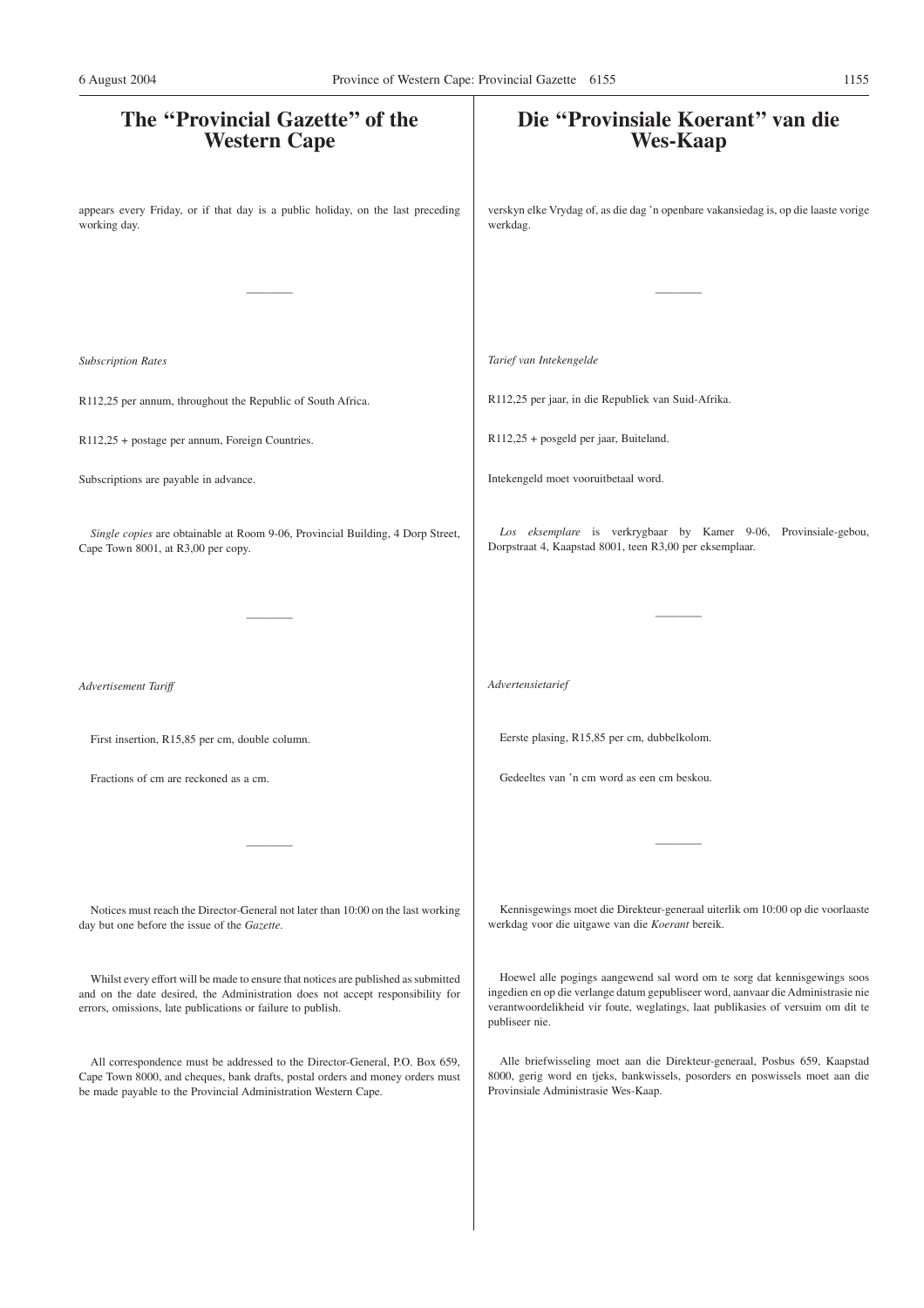# The "Provincial Gazette" of the Western Cape

appears every Friday, or if that day is a public holiday, on the last preceding working day.

---

*Subscription Rates*

R112,25 per annum, throughout the Republic of South Africa.

R112,25 + postage per annum, Foreign Countries.

Subscriptions are payable in advance.

*Single copies* are obtainable at Room 9-06, Provincial Building, 4 Dorp Street, Cape Town 8001, at R3,00 per copy.

---

*Advertisement Tariff*

First insertion, R15,85 per cm, double column.

Fractions of cm are reckoned as a cm.

---

Notices must reach the Director-General not later than 10:00 on the last working day but one before the issue of the *Gazette*.

Whilst every effort will be made to ensure that notices are published as submitted and on the date desired, the Administration does not accept responsibility for errors, omissions, late publications or failure to publish.

All correspondence must be addressed to the Director-General, P.O. Box 659, Cape Town 8000, and cheques, bank drafts, postal orders and money orders must be made payable to the Provincial Administration Western Cape.

# Die "Provinsiale Koerant" van die Wes-Kaap

verskyn elke Vrydag of, as die dag 'n openbare vakansiedag is, op die laaste vorige werkdag.

---

*Tarief van Intekengelde*

R112,25 per jaar, in die Republiek van Suid-Afrika.

R112,25 + posgeld per jaar, Buiteland.

Intekengeld moet vooruitbetaal word.

*Los eksemplare* is verkrygbaar by Kamer 9-06, Provinsiale-gebou, Dorpstraat 4, Kaapstad 8001, teen R3,00 per eksemplaar.

---

*Advertensietarief*

Eerste plasing, R15,85 per cm, dubbelkolom.

Gedeeltes van 'n cm word as een cm beskou.

---

Kennisgewings moet die Direkteur-generaal uiterlik om 10:00 op die voorlaaste werkdag voor die uitgawe van die *Koerant* bereik.

Hoewel alle pogings aangewend sal word om te sorg dat kennisgewings soos ingedien en op die verlange datum gepubliseer word, aanvaar die Administrasie nie verantwoordelikheid vir foute, weglatings, laat publikasies of versuim om dit te publiseer nie.

Alle briefwisseling moet aan die Direkteur-generaal, Posbus 659, Kaapstad 8000, gerig word en tjeks, bankwissels, posorders en poswissels moet aan die Provinsiale Administrasie Wes-Kaap.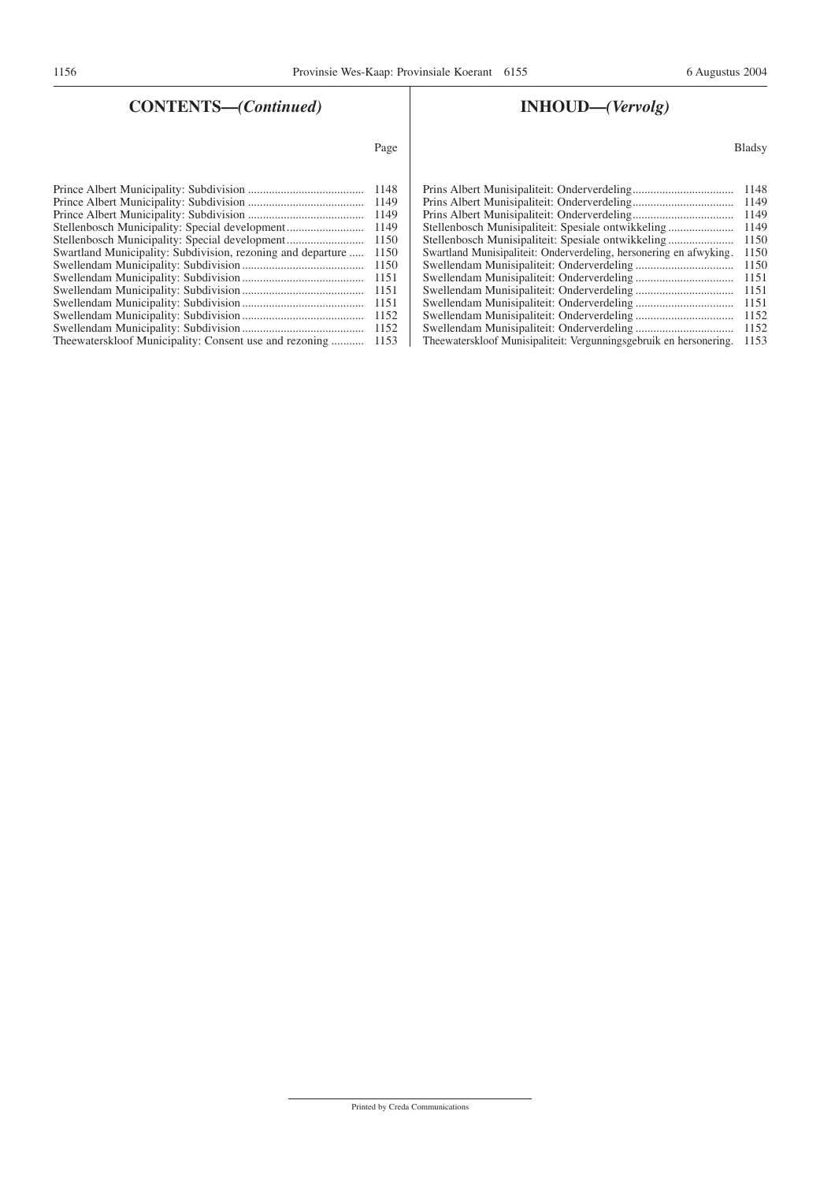## CONTENTS—*(Continued)*

| | Page |
|---|---|
| Prince Albert Municipality: Subdivision | 1148 |
| Prince Albert Municipality: Subdivision | 1149 |
| Prince Albert Municipality: Subdivision | 1149 |
| Stellenbosch Municipality: Special development | 1149 |
| Stellenbosch Municipality: Special development | 1150 |
| Swartland Municipality: Subdivision, rezoning and departure | 1150 |
| Swellendam Municipality: Subdivision | 1150 |
| Swellendam Municipality: Subdivision | 1151 |
| Swellendam Municipality: Subdivision | 1151 |
| Swellendam Municipality: Subdivision | 1151 |
| Swellendam Municipality: Subdivision | 1152 |
| Swellendam Municipality: Subdivision | 1152 |
| Theewaterskloof Municipality: Consent use and rezoning | 1153 |

## INHOUD—*(Vervolg)*

| | Bladsy |
|---|---|
| Prins Albert Munisipaliteit: Onderverdeling | 1148 |
| Prins Albert Munisipaliteit: Onderverdeling | 1149 |
| Prins Albert Munisipaliteit: Onderverdeling | 1149 |
| Stellenbosch Munisipaliteit: Spesiale ontwikkeling | 1149 |
| Stellenbosch Munisipaliteit: Spesiale ontwikkeling | 1150 |
| Swartland Munisipaliteit: Onderverdeling, hersonering en afwyking. | 1150 |
| Swellendam Munisipaliteit: Onderverdeling | 1150 |
| Swellendam Munisipaliteit: Onderverdeling | 1151 |
| Swellendam Munisipaliteit: Onderverdeling | 1151 |
| Swellendam Munisipaliteit: Onderverdeling | 1151 |
| Swellendam Munisipaliteit: Onderverdeling | 1152 |
| Swellendam Munisipaliteit: Onderverdeling | 1152 |
| Theewaterskloof Munisipaliteit: Vergunningsgebruik en hersonering. | 1153 |

Printed by Creda Communications